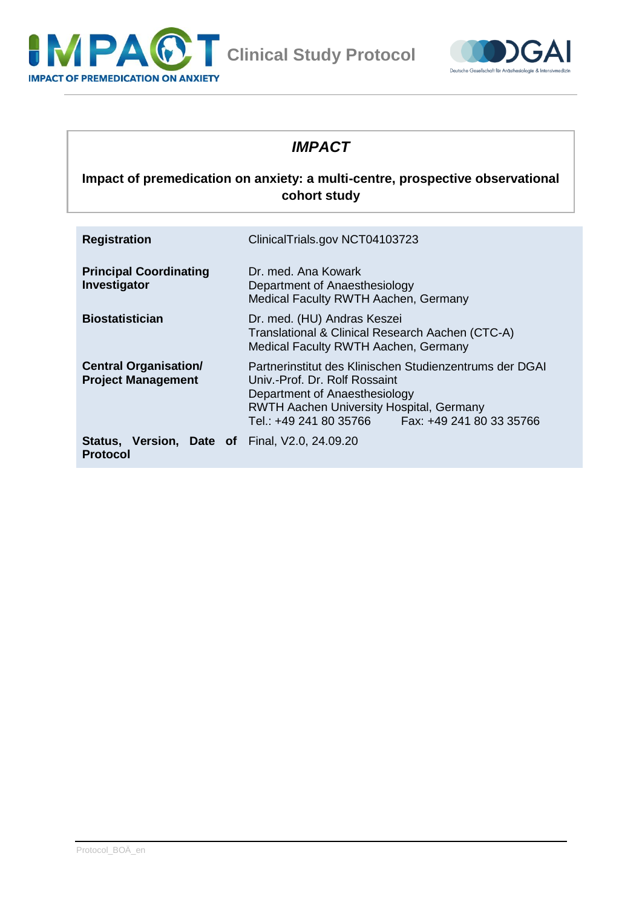**IMPACT OF PREMEDICATION ON ANXIETY**

**Clinical Study Protocol**

# *IMPACT*

**Impact of premedication on anxiety: a multi-centre, prospective observational cohort study**

| | |
|---|---|
| **Registration** | ClinicalTrials.gov NCT04103723 |
| **Principal Coordinating Investigator** | Dr. med. Ana Kowark<br>Department of Anaesthesiology<br>Medical Faculty RWTH Aachen, Germany |
| **Biostatistician** | Dr. med. (HU) Andras Keszei<br>Translational & Clinical Research Aachen (CTC-A)<br>Medical Faculty RWTH Aachen, Germany |
| **Central Organisation/ Project Management** | Partnerinstitut des Klinischen Studienzentrums der DGAI<br>Univ.-Prof. Dr. Rolf Rossaint<br>Department of Anaesthesiology<br>RWTH Aachen University Hospital, Germany<br>Tel.: +49 241 80 35766 Fax: +49 241 80 33 35766 |
| **Status, Version, Date of Protocol** | Final, V2.0, 24.09.20 |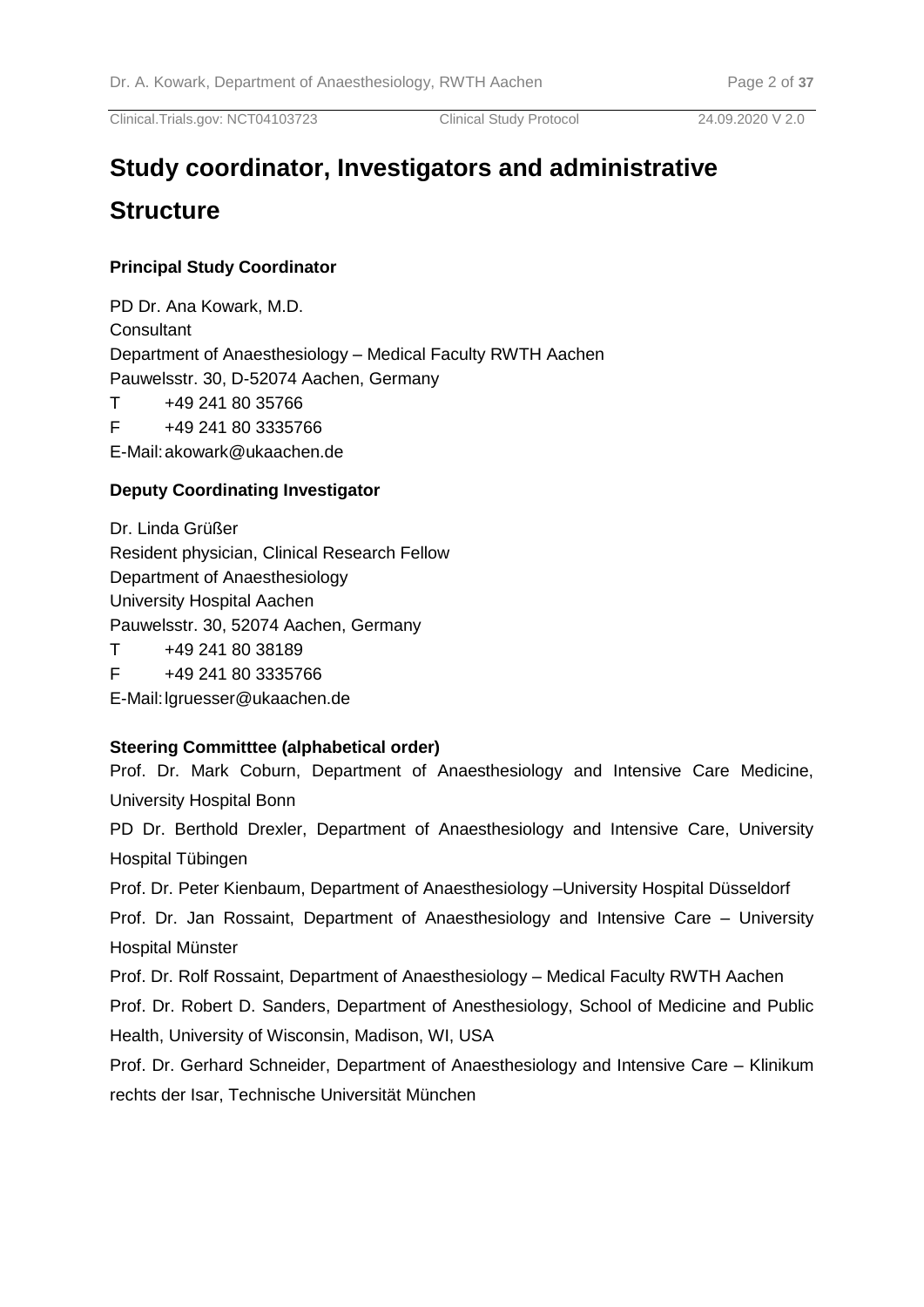# Study coordinator, Investigators and administrative Structure

**Principal Study Coordinator**

PD Dr. Ana Kowark, M.D.
Consultant
Department of Anaesthesiology – Medical Faculty RWTH Aachen
Pauwelsstr. 30, D-52074 Aachen, Germany
T +49 241 80 35766
F +49 241 80 3335766
E-Mail: akowark@ukaachen.de

**Deputy Coordinating Investigator**

Dr. Linda Grüßer
Resident physician, Clinical Research Fellow
Department of Anaesthesiology
University Hospital Aachen
Pauwelsstr. 30, 52074 Aachen, Germany
T +49 241 80 38189
F +49 241 80 3335766
E-Mail: lgruesser@ukaachen.de

**Steering Committtee (alphabetical order)**

Prof. Dr. Mark Coburn, Department of Anaesthesiology and Intensive Care Medicine, University Hospital Bonn

PD Dr. Berthold Drexler, Department of Anaesthesiology and Intensive Care, University Hospital Tübingen

Prof. Dr. Peter Kienbaum, Department of Anaesthesiology –University Hospital Düsseldorf

Prof. Dr. Jan Rossaint, Department of Anaesthesiology and Intensive Care – University Hospital Münster

Prof. Dr. Rolf Rossaint, Department of Anaesthesiology – Medical Faculty RWTH Aachen

Prof. Dr. Robert D. Sanders, Department of Anesthesiology, School of Medicine and Public Health, University of Wisconsin, Madison, WI, USA

Prof. Dr. Gerhard Schneider, Department of Anaesthesiology and Intensive Care – Klinikum rechts der Isar, Technische Universität München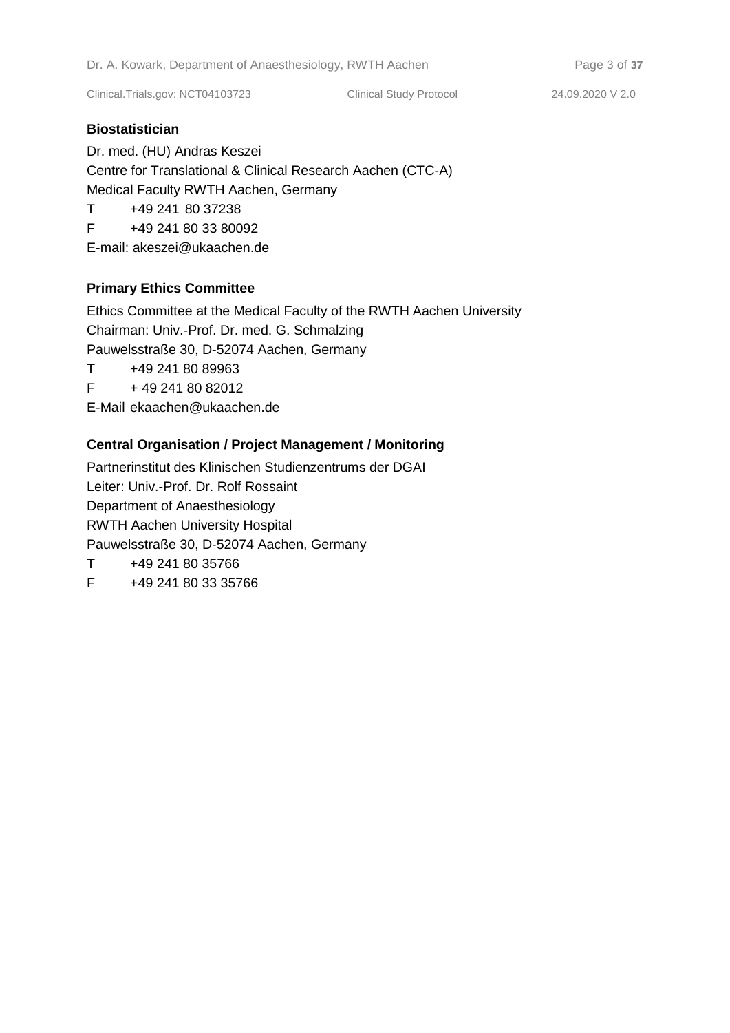**Biostatistician**

Dr. med. (HU) Andras Keszei
Centre for Translational & Clinical Research Aachen (CTC-A)
Medical Faculty RWTH Aachen, Germany
T +49 241 80 37238
F +49 241 80 33 80092
E-mail: akeszei@ukaachen.de

**Primary Ethics Committee**

Ethics Committee at the Medical Faculty of the RWTH Aachen University
Chairman: Univ.-Prof. Dr. med. G. Schmalzing
Pauwelsstraße 30, D-52074 Aachen, Germany
T +49 241 80 89963
F + 49 241 80 82012
E-Mail ekaachen@ukaachen.de

**Central Organisation / Project Management / Monitoring**

Partnerinstitut des Klinischen Studienzentrums der DGAI
Leiter: Univ.-Prof. Dr. Rolf Rossaint
Department of Anaesthesiology
RWTH Aachen University Hospital
Pauwelsstraße 30, D-52074 Aachen, Germany
T +49 241 80 35766
F +49 241 80 33 35766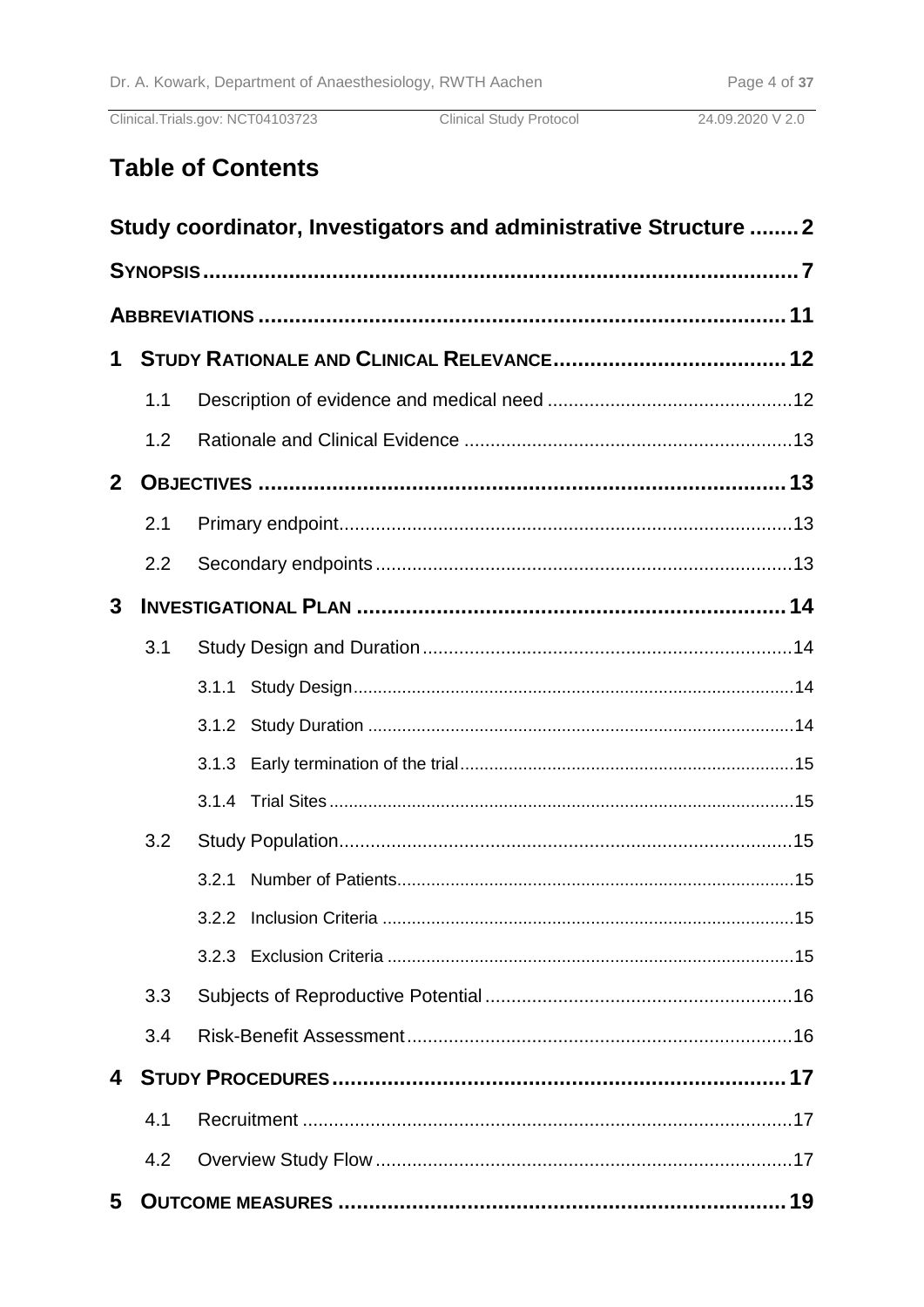# Table of Contents

**Study coordinator, Investigators and administrative Structure ........ 2**

**SYNOPSIS ........ 7**

**ABBREVIATIONS ........ 11**

**1 STUDY RATIONALE AND CLINICAL RELEVANCE ........ 12**

- 1.1 Description of evidence and medical need ........ 12
- 1.2 Rationale and Clinical Evidence ........ 13

**2 OBJECTIVES ........ 13**

- 2.1 Primary endpoint ........ 13
- 2.2 Secondary endpoints ........ 13

**3 INVESTIGATIONAL PLAN ........ 14**

- 3.1 Study Design and Duration ........ 14
  - 3.1.1 Study Design ........ 14
  - 3.1.2 Study Duration ........ 14
  - 3.1.3 Early termination of the trial ........ 15
  - 3.1.4 Trial Sites ........ 15
- 3.2 Study Population ........ 15
  - 3.2.1 Number of Patients ........ 15
  - 3.2.2 Inclusion Criteria ........ 15
  - 3.2.3 Exclusion Criteria ........ 15
- 3.3 Subjects of Reproductive Potential ........ 16
- 3.4 Risk-Benefit Assessment ........ 16

**4 STUDY PROCEDURES ........ 17**

- 4.1 Recruitment ........ 17
- 4.2 Overview Study Flow ........ 17

**5 OUTCOME MEASURES ........ 19**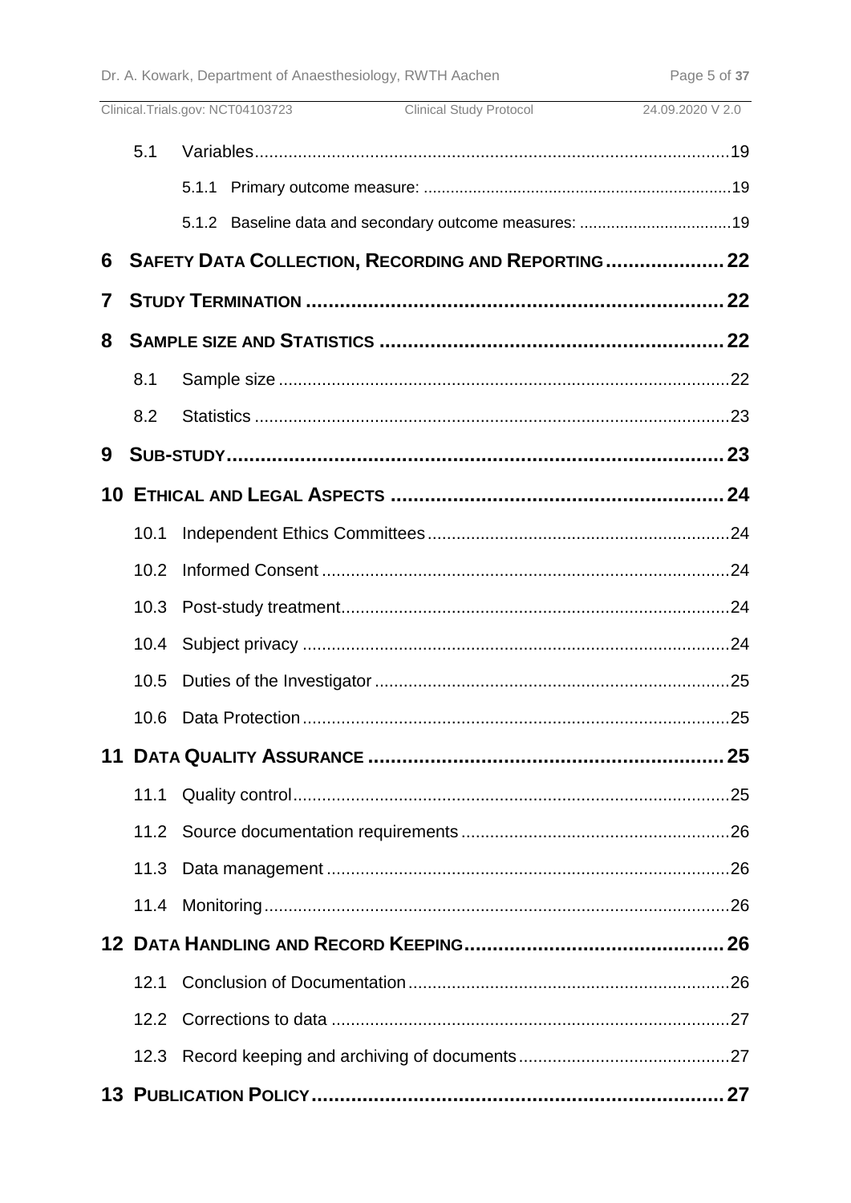- 5.1 Variables ... 19
  - 5.1.1 Primary outcome measure: ... 19
  - 5.1.2 Baseline data and secondary outcome measures: ... 19

**6 SAFETY DATA COLLECTION, RECORDING AND REPORTING ... 22**

**7 STUDY TERMINATION ... 22**

**8 SAMPLE SIZE AND STATISTICS ... 22**

- 8.1 Sample size ... 22
- 8.2 Statistics ... 23

**9 SUB-STUDY ... 23**

**10 ETHICAL AND LEGAL ASPECTS ... 24**

- 10.1 Independent Ethics Committees ... 24
- 10.2 Informed Consent ... 24
- 10.3 Post-study treatment ... 24
- 10.4 Subject privacy ... 24
- 10.5 Duties of the Investigator ... 25
- 10.6 Data Protection ... 25

**11 DATA QUALITY ASSURANCE ... 25**

- 11.1 Quality control ... 25
- 11.2 Source documentation requirements ... 26
- 11.3 Data management ... 26
- 11.4 Monitoring ... 26

**12 DATA HANDLING AND RECORD KEEPING ... 26**

- 12.1 Conclusion of Documentation ... 26
- 12.2 Corrections to data ... 27
- 12.3 Record keeping and archiving of documents ... 27

**13 PUBLICATION POLICY ... 27**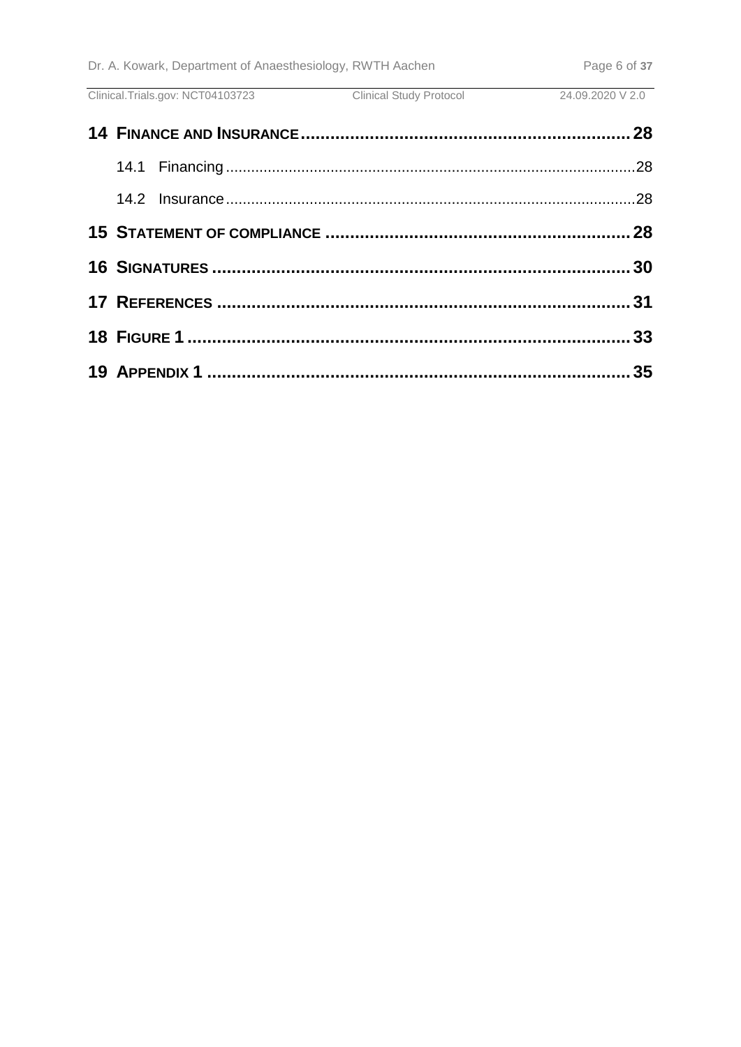**14 FINANCE AND INSURANCE** ........ 28

- 14.1 Financing ........ 28
- 14.2 Insurance ........ 28

**15 STATEMENT OF COMPLIANCE** ........ 28

**16 SIGNATURES** ........ 30

**17 REFERENCES** ........ 31

**18 FIGURE 1** ........ 33

**19 APPENDIX 1** ........ 35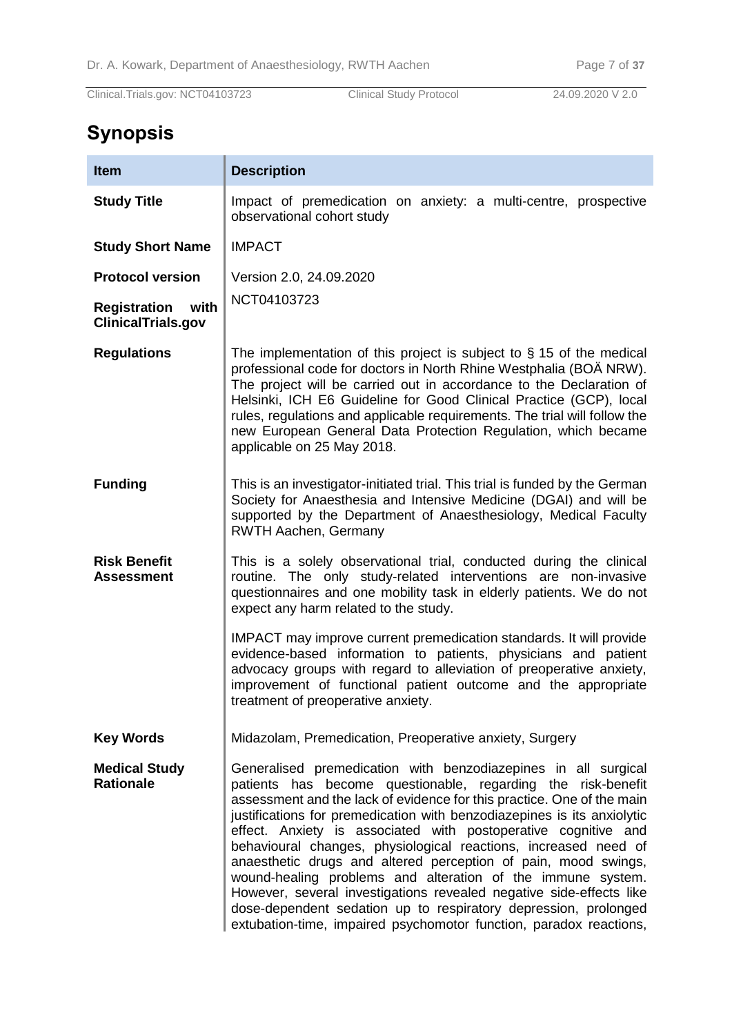# Synopsis

| Item | Description |
|---|---|
| **Study Title** | Impact of premedication on anxiety: a multi-centre, prospective observational cohort study |
| **Study Short Name** | IMPACT |
| **Protocol version** | Version 2.0, 24.09.2020 |
| **Registration with ClinicalTrials.gov** | NCT04103723 |
| **Regulations** | The implementation of this project is subject to § 15 of the medical professional code for doctors in North Rhine Westphalia (BOÄ NRW). The project will be carried out in accordance to the Declaration of Helsinki, ICH E6 Guideline for Good Clinical Practice (GCP), local rules, regulations and applicable requirements. The trial will follow the new European General Data Protection Regulation, which became applicable on 25 May 2018. |
| **Funding** | This is an investigator-initiated trial. This trial is funded by the German Society for Anaesthesia and Intensive Medicine (DGAI) and will be supported by the Department of Anaesthesiology, Medical Faculty RWTH Aachen, Germany |
| **Risk Benefit Assessment** | This is a solely observational trial, conducted during the clinical routine. The only study-related interventions are non-invasive questionnaires and one mobility task in elderly patients. We do not expect any harm related to the study.<br><br>IMPACT may improve current premedication standards. It will provide evidence-based information to patients, physicians and patient advocacy groups with regard to alleviation of preoperative anxiety, improvement of functional patient outcome and the appropriate treatment of preoperative anxiety. |
| **Key Words** | Midazolam, Premedication, Preoperative anxiety, Surgery |
| **Medical Study Rationale** | Generalised premedication with benzodiazepines in all surgical patients has become questionable, regarding the risk-benefit assessment and the lack of evidence for this practice. One of the main justifications for premedication with benzodiazepines is its anxiolytic effect. Anxiety is associated with postoperative cognitive and behavioural changes, physiological reactions, increased need of anaesthetic drugs and altered perception of pain, mood swings, wound-healing problems and alteration of the immune system. However, several investigations revealed negative side-effects like dose-dependent sedation up to respiratory depression, prolonged extubation-time, impaired psychomotor function, paradox reactions, |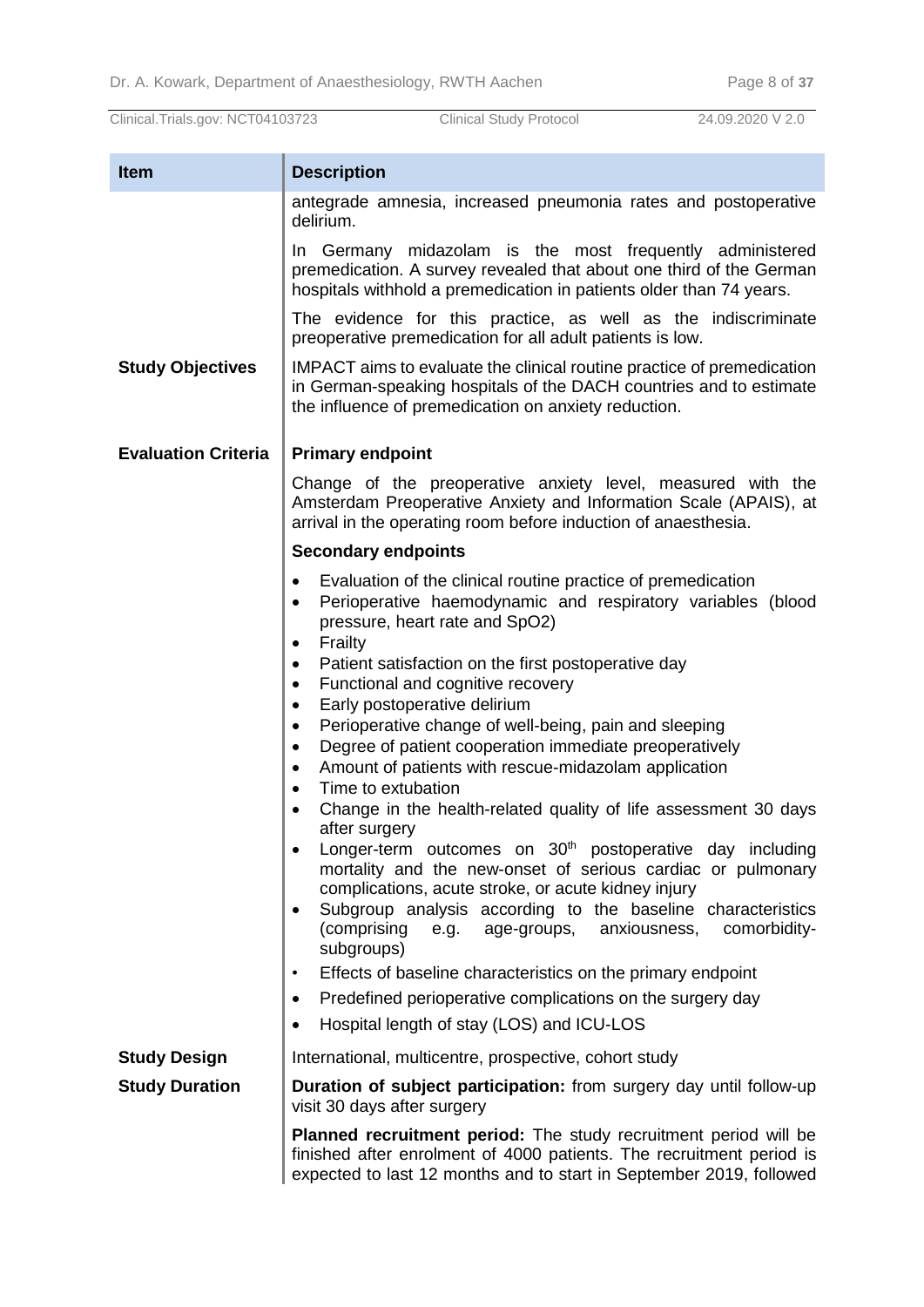| Item | Description |
|---|---|
| | antegrade amnesia, increased pneumonia rates and postoperative delirium.<br><br>In Germany midazolam is the most frequently administered premedication. A survey revealed that about one third of the German hospitals withhold a premedication in patients older than 74 years.<br><br>The evidence for this practice, as well as the indiscriminate preoperative premedication for all adult patients is low. |
| **Study Objectives** | IMPACT aims to evaluate the clinical routine practice of premedication in German-speaking hospitals of the DACH countries and to estimate the influence of premedication on anxiety reduction. |
| **Evaluation Criteria** | **Primary endpoint**<br><br>Change of the preoperative anxiety level, measured with the Amsterdam Preoperative Anxiety and Information Scale (APAIS), at arrival in the operating room before induction of anaesthesia.<br><br>**Secondary endpoints**<br><br>• Evaluation of the clinical routine practice of premedication<br>• Perioperative haemodynamic and respiratory variables (blood pressure, heart rate and SpO2)<br>• Frailty<br>• Patient satisfaction on the first postoperative day<br>• Functional and cognitive recovery<br>• Early postoperative delirium<br>• Perioperative change of well-being, pain and sleeping<br>• Degree of patient cooperation immediate preoperatively<br>• Amount of patients with rescue-midazolam application<br>• Time to extubation<br>• Change in the health-related quality of life assessment 30 days after surgery<br>• Longer-term outcomes on 30th postoperative day including mortality and the new-onset of serious cardiac or pulmonary complications, acute stroke, or acute kidney injury<br>• Subgroup analysis according to the baseline characteristics (comprising e.g. age-groups, anxiousness, comorbidity-subgroups)<br>• Effects of baseline characteristics on the primary endpoint<br>• Predefined perioperative complications on the surgery day<br>• Hospital length of stay (LOS) and ICU-LOS |
| **Study Design** | International, multicentre, prospective, cohort study |
| **Study Duration** | **Duration of subject participation:** from surgery day until follow-up visit 30 days after surgery<br><br>**Planned recruitment period:** The study recruitment period will be finished after enrolment of 4000 patients. The recruitment period is expected to last 12 months and to start in September 2019, followed |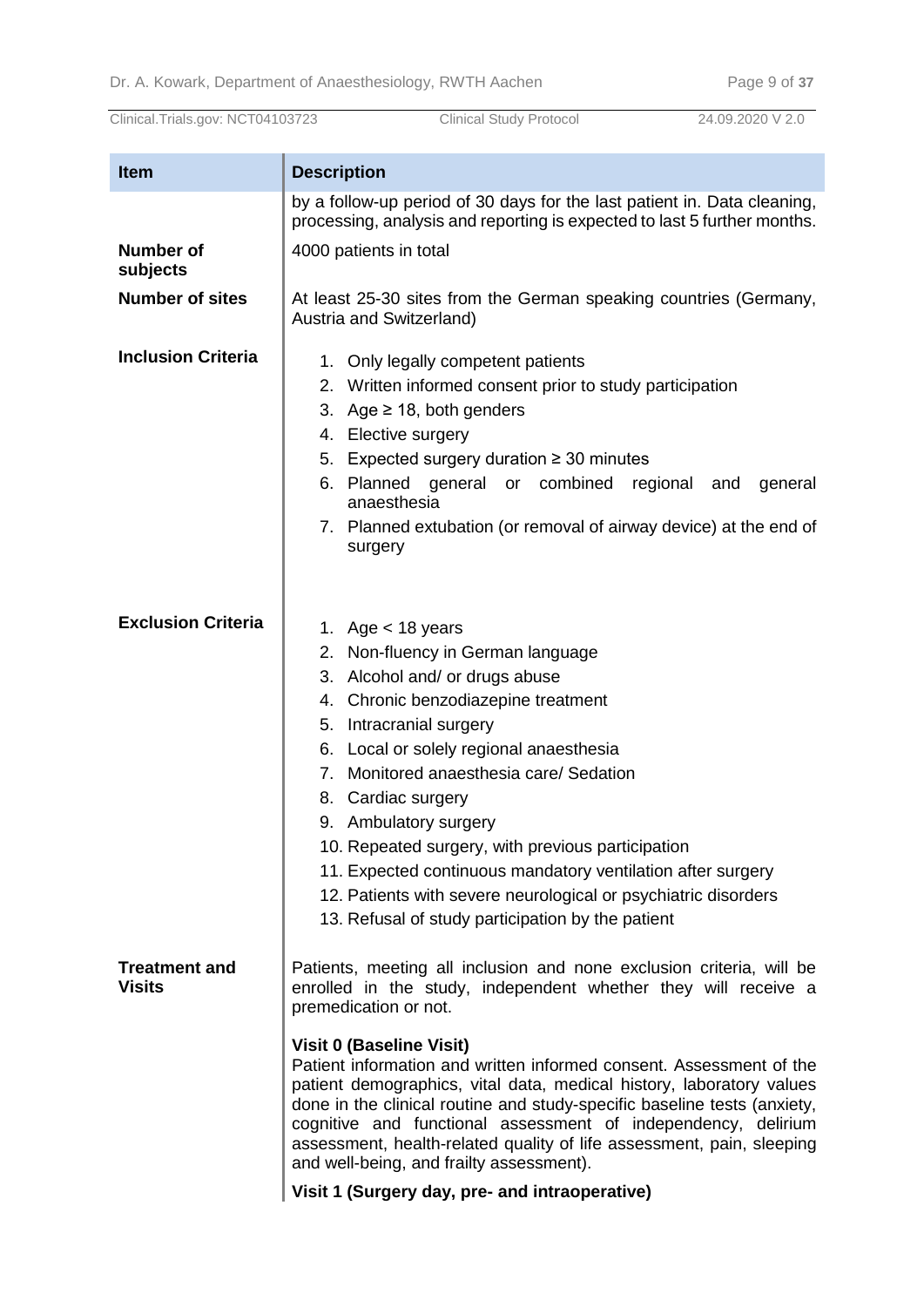| Item | Description |
| --- | --- |
| | by a follow-up period of 30 days for the last patient in. Data cleaning, processing, analysis and reporting is expected to last 5 further months. |
| **Number of subjects** | 4000 patients in total |
| **Number of sites** | At least 25-30 sites from the German speaking countries (Germany, Austria and Switzerland) |
| **Inclusion Criteria** | 1. Only legally competent patients<br>2. Written informed consent prior to study participation<br>3. Age ≥ 18, both genders<br>4. Elective surgery<br>5. Expected surgery duration ≥ 30 minutes<br>6. Planned general or combined regional and general anaesthesia<br>7. Planned extubation (or removal of airway device) at the end of surgery |
| **Exclusion Criteria** | 1. Age < 18 years<br>2. Non-fluency in German language<br>3. Alcohol and/ or drugs abuse<br>4. Chronic benzodiazepine treatment<br>5. Intracranial surgery<br>6. Local or solely regional anaesthesia<br>7. Monitored anaesthesia care/ Sedation<br>8. Cardiac surgery<br>9. Ambulatory surgery<br>10. Repeated surgery, with previous participation<br>11. Expected continuous mandatory ventilation after surgery<br>12. Patients with severe neurological or psychiatric disorders<br>13. Refusal of study participation by the patient |
| **Treatment and Visits** | Patients, meeting all inclusion and none exclusion criteria, will be enrolled in the study, independent whether they will receive a premedication or not.<br><br>**Visit 0 (Baseline Visit)**<br>Patient information and written informed consent. Assessment of the patient demographics, vital data, medical history, laboratory values done in the clinical routine and study-specific baseline tests (anxiety, cognitive and functional assessment of independency, delirium assessment, health-related quality of life assessment, pain, sleeping and well-being, and frailty assessment).<br><br>**Visit 1 (Surgery day, pre- and intraoperative)** |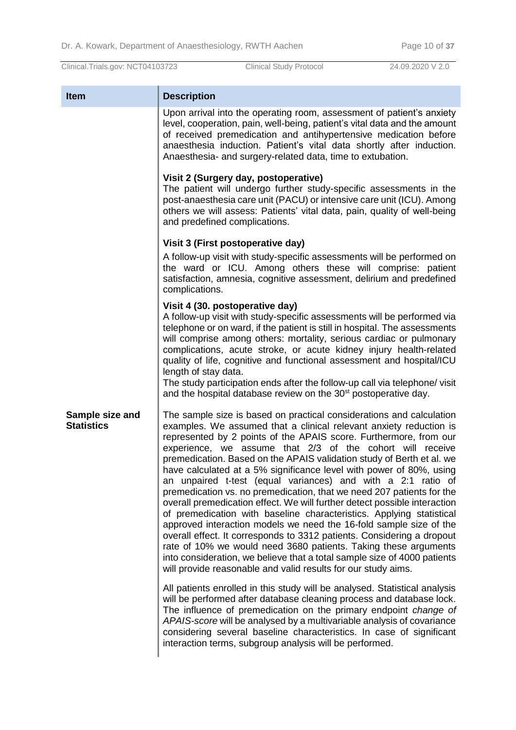| Item | Description |
|---|---|
| | Upon arrival into the operating room, assessment of patient's anxiety level, cooperation, pain, well-being, patient's vital data and the amount of received premedication and antihypertensive medication before anaesthesia induction. Patient's vital data shortly after induction. Anaesthesia- and surgery-related data, time to extubation.<br><br>**Visit 2 (Surgery day, postoperative)**<br>The patient will undergo further study-specific assessments in the post-anaesthesia care unit (PACU) or intensive care unit (ICU). Among others we will assess: Patients' vital data, pain, quality of well-being and predefined complications.<br><br>**Visit 3 (First postoperative day)**<br>A follow-up visit with study-specific assessments will be performed on the ward or ICU. Among others these will comprise: patient satisfaction, amnesia, cognitive assessment, delirium and predefined complications.<br><br>**Visit 4 (30. postoperative day)**<br>A follow-up visit with study-specific assessments will be performed via telephone or on ward, if the patient is still in hospital. The assessments will comprise among others: mortality, serious cardiac or pulmonary complications, acute stroke, or acute kidney injury health-related quality of life, cognitive and functional assessment and hospital/ICU length of stay data.<br>The study participation ends after the follow-up call via telephone/ visit and the hospital database review on the 30[st] postoperative day. |
| **Sample size and Statistics** | The sample size is based on practical considerations and calculation examples. We assumed that a clinical relevant anxiety reduction is represented by 2 points of the APAIS score. Furthermore, from our experience, we assume that 2/3 of the cohort will receive premedication. Based on the APAIS validation study of Berth et al. we have calculated at a 5% significance level with power of 80%, using an unpaired t-test (equal variances) and with a 2:1 ratio of premedication vs. no premedication, that we need 207 patients for the overall premedication effect. We will further detect possible interaction of premedication with baseline characteristics. Applying statistical approved interaction models we need the 16-fold sample size of the overall effect. It corresponds to 3312 patients. Considering a dropout rate of 10% we would need 3680 patients. Taking these arguments into consideration, we believe that a total sample size of 4000 patients will provide reasonable and valid results for our study aims.<br><br>All patients enrolled in this study will be analysed. Statistical analysis will be performed after database cleaning process and database lock. The influence of premedication on the primary endpoint *change of APAIS-score* will be analysed by a multivariable analysis of covariance considering several baseline characteristics. In case of significant interaction terms, subgroup analysis will be performed. |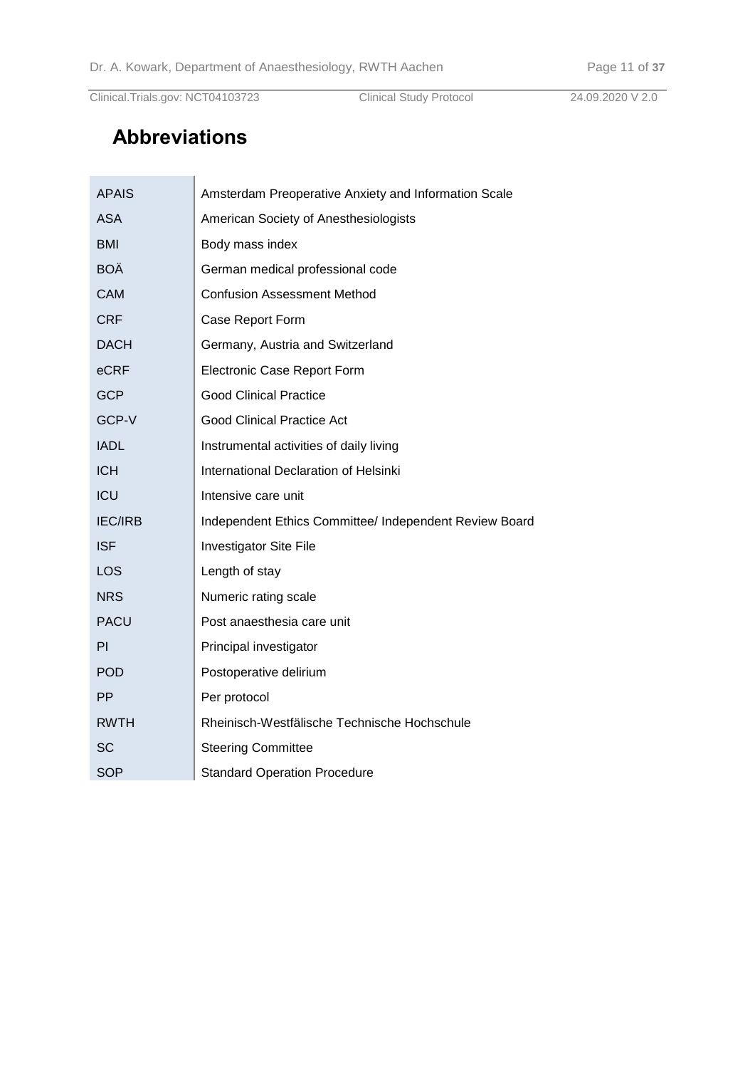# Abbreviations

| | |
|---|---|
| APAIS | Amsterdam Preoperative Anxiety and Information Scale |
| ASA | American Society of Anesthesiologists |
| BMI | Body mass index |
| BOÄ | German medical professional code |
| CAM | Confusion Assessment Method |
| CRF | Case Report Form |
| DACH | Germany, Austria and Switzerland |
| eCRF | Electronic Case Report Form |
| GCP | Good Clinical Practice |
| GCP-V | Good Clinical Practice Act |
| IADL | Instrumental activities of daily living |
| ICH | International Declaration of Helsinki |
| ICU | Intensive care unit |
| IEC/IRB | Independent Ethics Committee/ Independent Review Board |
| ISF | Investigator Site File |
| LOS | Length of stay |
| NRS | Numeric rating scale |
| PACU | Post anaesthesia care unit |
| PI | Principal investigator |
| POD | Postoperative delirium |
| PP | Per protocol |
| RWTH | Rheinisch-Westfälische Technische Hochschule |
| SC | Steering Committee |
| SOP | Standard Operation Procedure |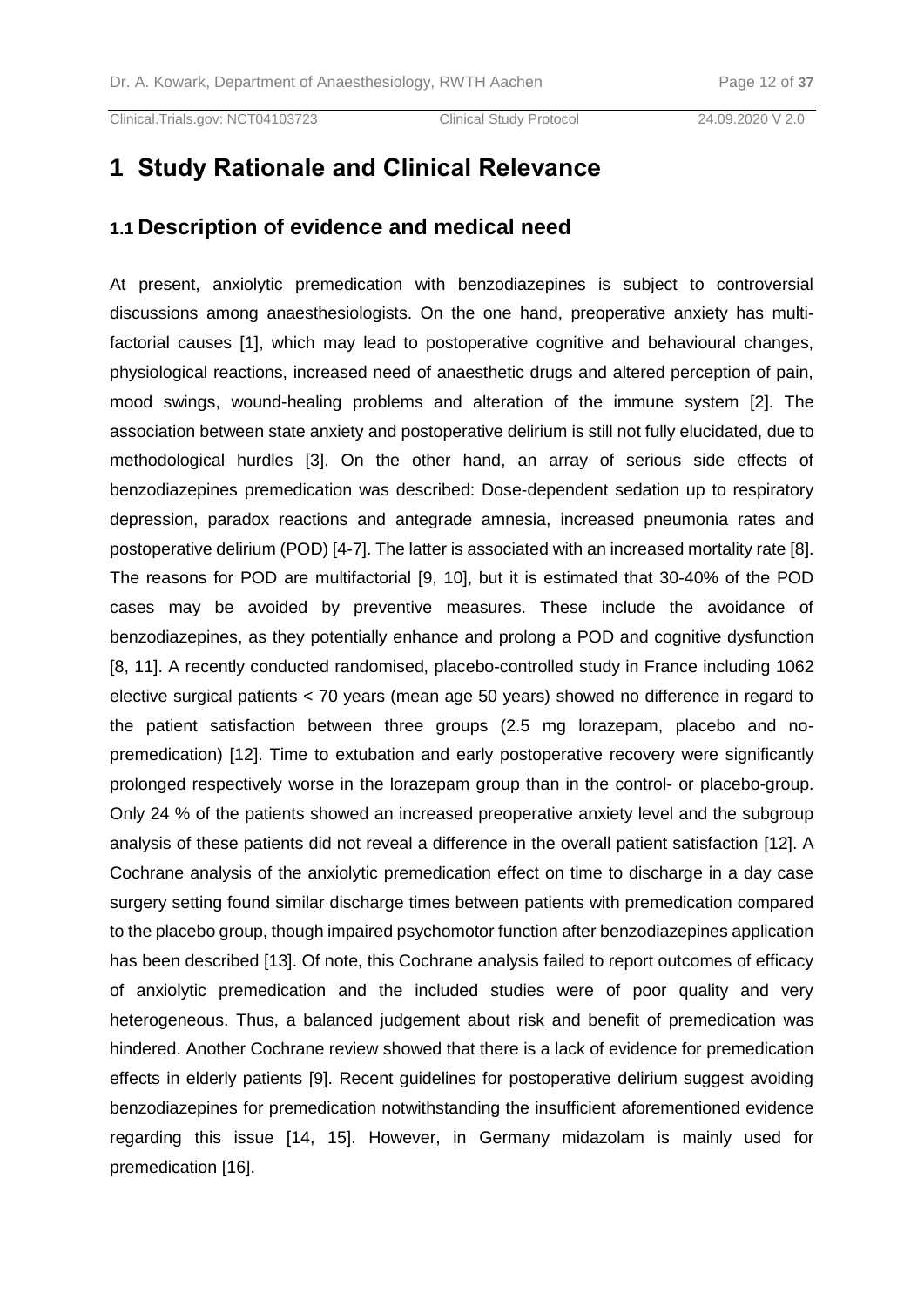# 1 Study Rationale and Clinical Relevance

## 1.1 Description of evidence and medical need

At present, anxiolytic premedication with benzodiazepines is subject to controversial discussions among anaesthesiologists. On the one hand, preoperative anxiety has multi-factorial causes [1], which may lead to postoperative cognitive and behavioural changes, physiological reactions, increased need of anaesthetic drugs and altered perception of pain, mood swings, wound-healing problems and alteration of the immune system [2]. The association between state anxiety and postoperative delirium is still not fully elucidated, due to methodological hurdles [3]. On the other hand, an array of serious side effects of benzodiazepines premedication was described: Dose-dependent sedation up to respiratory depression, paradox reactions and antegrade amnesia, increased pneumonia rates and postoperative delirium (POD) [4-7]. The latter is associated with an increased mortality rate [8]. The reasons for POD are multifactorial [9, 10], but it is estimated that 30-40% of the POD cases may be avoided by preventive measures. These include the avoidance of benzodiazepines, as they potentially enhance and prolong a POD and cognitive dysfunction [8, 11]. A recently conducted randomised, placebo-controlled study in France including 1062 elective surgical patients < 70 years (mean age 50 years) showed no difference in regard to the patient satisfaction between three groups (2.5 mg lorazepam, placebo and no-premedication) [12]. Time to extubation and early postoperative recovery were significantly prolonged respectively worse in the lorazepam group than in the control- or placebo-group. Only 24 % of the patients showed an increased preoperative anxiety level and the subgroup analysis of these patients did not reveal a difference in the overall patient satisfaction [12]. A Cochrane analysis of the anxiolytic premedication effect on time to discharge in a day case surgery setting found similar discharge times between patients with premedication compared to the placebo group, though impaired psychomotor function after benzodiazepines application has been described [13]. Of note, this Cochrane analysis failed to report outcomes of efficacy of anxiolytic premedication and the included studies were of poor quality and very heterogeneous. Thus, a balanced judgement about risk and benefit of premedication was hindered. Another Cochrane review showed that there is a lack of evidence for premedication effects in elderly patients [9]. Recent guidelines for postoperative delirium suggest avoiding benzodiazepines for premedication notwithstanding the insufficient aforementioned evidence regarding this issue [14, 15]. However, in Germany midazolam is mainly used for premedication [16].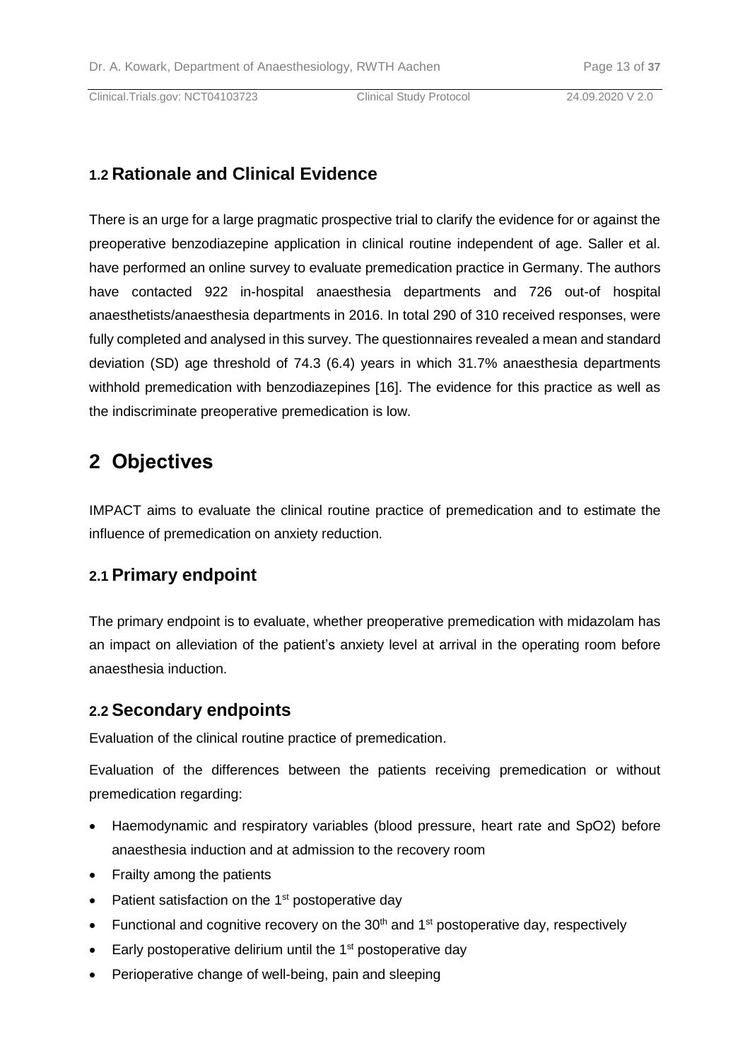## 1.2 Rationale and Clinical Evidence

There is an urge for a large pragmatic prospective trial to clarify the evidence for or against the preoperative benzodiazepine application in clinical routine independent of age. Saller et al. have performed an online survey to evaluate premedication practice in Germany. The authors have contacted 922 in-hospital anaesthesia departments and 726 out-of hospital anaesthetists/anaesthesia departments in 2016. In total 290 of 310 received responses, were fully completed and analysed in this survey. The questionnaires revealed a mean and standard deviation (SD) age threshold of 74.3 (6.4) years in which 31.7% anaesthesia departments withhold premedication with benzodiazepines [16]. The evidence for this practice as well as the indiscriminate preoperative premedication is low.

# 2 Objectives

IMPACT aims to evaluate the clinical routine practice of premedication and to estimate the influence of premedication on anxiety reduction.

## 2.1 Primary endpoint

The primary endpoint is to evaluate, whether preoperative premedication with midazolam has an impact on alleviation of the patient's anxiety level at arrival in the operating room before anaesthesia induction.

## 2.2 Secondary endpoints

Evaluation of the clinical routine practice of premedication.

Evaluation of the differences between the patients receiving premedication or without premedication regarding:

- Haemodynamic and respiratory variables (blood pressure, heart rate and SpO2) before anaesthesia induction and at admission to the recovery room
- Frailty among the patients
- Patient satisfaction on the 1st postoperative day
- Functional and cognitive recovery on the 30th and 1st postoperative day, respectively
- Early postoperative delirium until the 1st postoperative day
- Perioperative change of well-being, pain and sleeping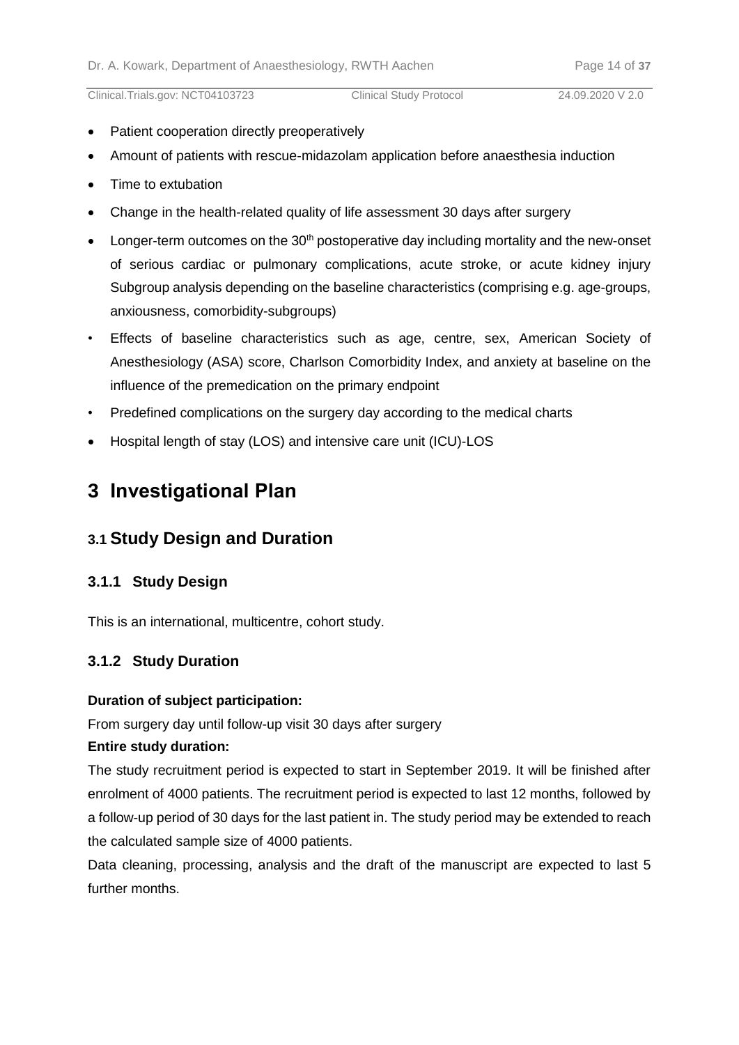- Patient cooperation directly preoperatively
- Amount of patients with rescue-midazolam application before anaesthesia induction
- Time to extubation
- Change in the health-related quality of life assessment 30 days after surgery
- Longer-term outcomes on the 30th postoperative day including mortality and the new-onset of serious cardiac or pulmonary complications, acute stroke, or acute kidney injury Subgroup analysis depending on the baseline characteristics (comprising e.g. age-groups, anxiousness, comorbidity-subgroups)
- Effects of baseline characteristics such as age, centre, sex, American Society of Anesthesiology (ASA) score, Charlson Comorbidity Index, and anxiety at baseline on the influence of the premedication on the primary endpoint
- Predefined complications on the surgery day according to the medical charts
- Hospital length of stay (LOS) and intensive care unit (ICU)-LOS

# 3 Investigational Plan

## 3.1 Study Design and Duration

### 3.1.1 Study Design

This is an international, multicentre, cohort study.

### 3.1.2 Study Duration

**Duration of subject participation:**

From surgery day until follow-up visit 30 days after surgery

**Entire study duration:**

The study recruitment period is expected to start in September 2019. It will be finished after enrolment of 4000 patients. The recruitment period is expected to last 12 months, followed by a follow-up period of 30 days for the last patient in. The study period may be extended to reach the calculated sample size of 4000 patients.

Data cleaning, processing, analysis and the draft of the manuscript are expected to last 5 further months.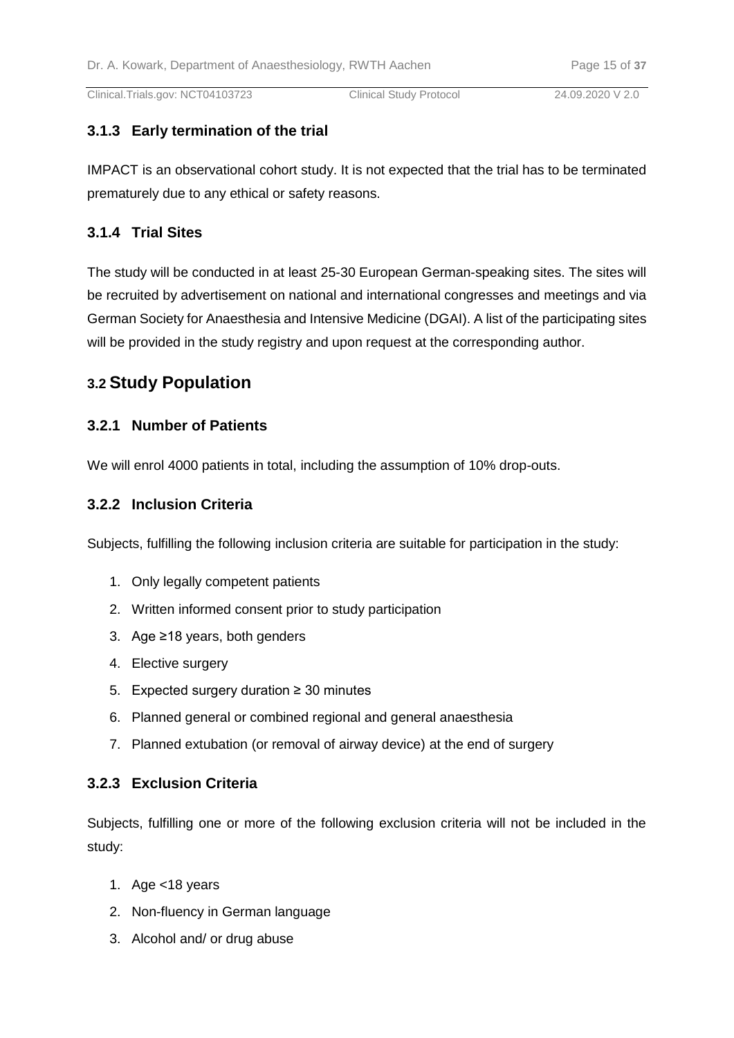### 3.1.3 Early termination of the trial

IMPACT is an observational cohort study. It is not expected that the trial has to be terminated prematurely due to any ethical or safety reasons.

### 3.1.4 Trial Sites

The study will be conducted in at least 25-30 European German-speaking sites. The sites will be recruited by advertisement on national and international congresses and meetings and via German Society for Anaesthesia and Intensive Medicine (DGAI). A list of the participating sites will be provided in the study registry and upon request at the corresponding author.

## 3.2 Study Population

### 3.2.1 Number of Patients

We will enrol 4000 patients in total, including the assumption of 10% drop-outs.

### 3.2.2 Inclusion Criteria

Subjects, fulfilling the following inclusion criteria are suitable for participation in the study:

1. Only legally competent patients
2. Written informed consent prior to study participation
3. Age ≥18 years, both genders
4. Elective surgery
5. Expected surgery duration ≥ 30 minutes
6. Planned general or combined regional and general anaesthesia
7. Planned extubation (or removal of airway device) at the end of surgery

### 3.2.3 Exclusion Criteria

Subjects, fulfilling one or more of the following exclusion criteria will not be included in the study:

1. Age <18 years
2. Non-fluency in German language
3. Alcohol and/ or drug abuse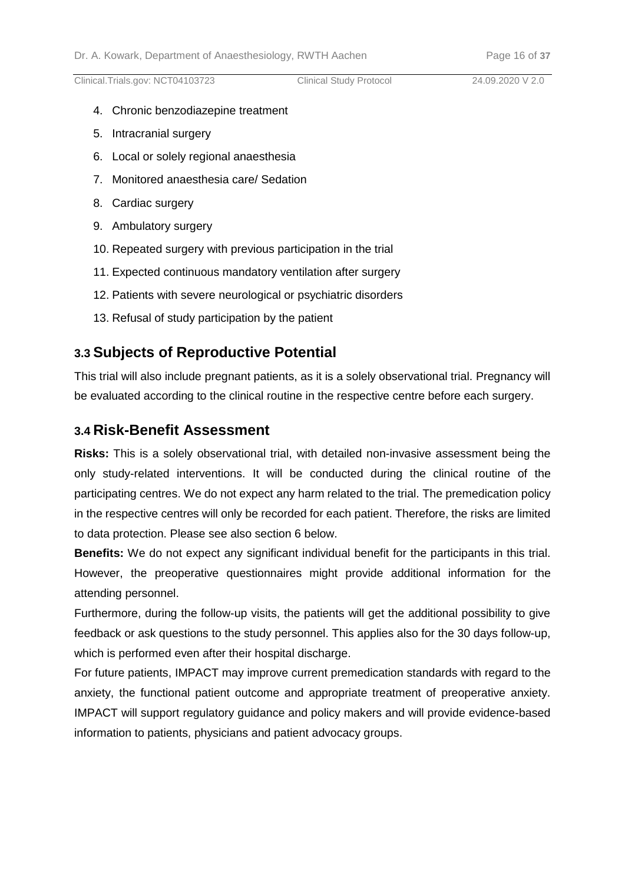4. Chronic benzodiazepine treatment
5. Intracranial surgery
6. Local or solely regional anaesthesia
7. Monitored anaesthesia care/ Sedation
8. Cardiac surgery
9. Ambulatory surgery
10. Repeated surgery with previous participation in the trial
11. Expected continuous mandatory ventilation after surgery
12. Patients with severe neurological or psychiatric disorders
13. Refusal of study participation by the patient

## 3.3 Subjects of Reproductive Potential

This trial will also include pregnant patients, as it is a solely observational trial. Pregnancy will be evaluated according to the clinical routine in the respective centre before each surgery.

## 3.4 Risk-Benefit Assessment

**Risks:** This is a solely observational trial, with detailed non-invasive assessment being the only study-related interventions. It will be conducted during the clinical routine of the participating centres. We do not expect any harm related to the trial. The premedication policy in the respective centres will only be recorded for each patient. Therefore, the risks are limited to data protection. Please see also section 6 below.

**Benefits:** We do not expect any significant individual benefit for the participants in this trial. However, the preoperative questionnaires might provide additional information for the attending personnel.

Furthermore, during the follow-up visits, the patients will get the additional possibility to give feedback or ask questions to the study personnel. This applies also for the 30 days follow-up, which is performed even after their hospital discharge.

For future patients, IMPACT may improve current premedication standards with regard to the anxiety, the functional patient outcome and appropriate treatment of preoperative anxiety. IMPACT will support regulatory guidance and policy makers and will provide evidence-based information to patients, physicians and patient advocacy groups.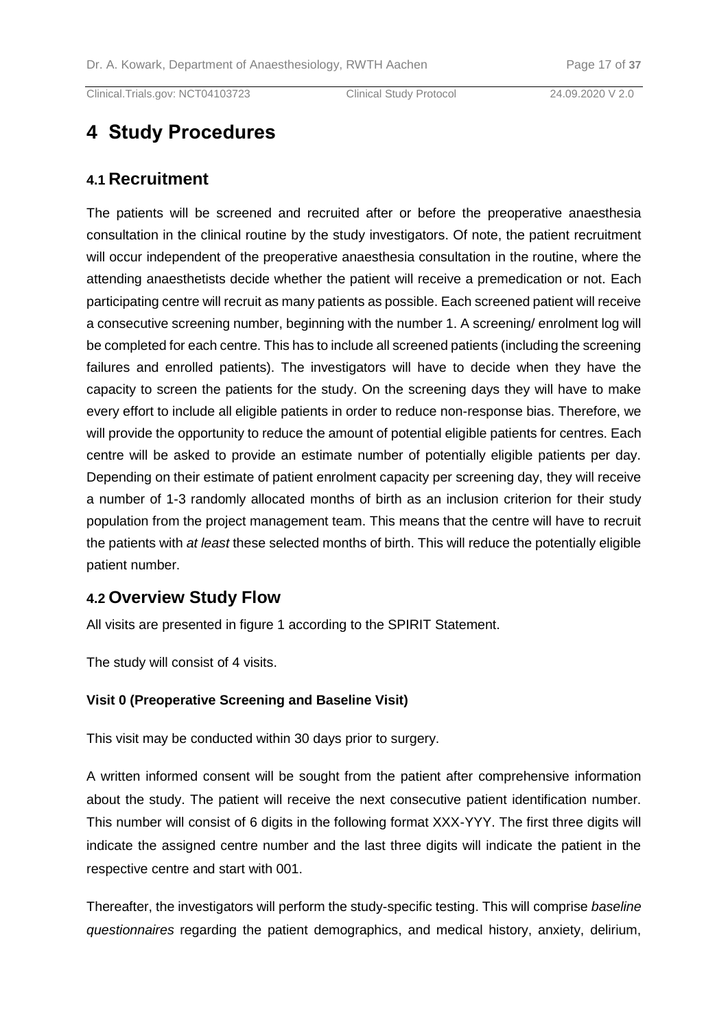# 4 Study Procedures

## 4.1 Recruitment

The patients will be screened and recruited after or before the preoperative anaesthesia consultation in the clinical routine by the study investigators. Of note, the patient recruitment will occur independent of the preoperative anaesthesia consultation in the routine, where the attending anaesthetists decide whether the patient will receive a premedication or not. Each participating centre will recruit as many patients as possible. Each screened patient will receive a consecutive screening number, beginning with the number 1. A screening/ enrolment log will be completed for each centre. This has to include all screened patients (including the screening failures and enrolled patients). The investigators will have to decide when they have the capacity to screen the patients for the study. On the screening days they will have to make every effort to include all eligible patients in order to reduce non-response bias. Therefore, we will provide the opportunity to reduce the amount of potential eligible patients for centres. Each centre will be asked to provide an estimate number of potentially eligible patients per day. Depending on their estimate of patient enrolment capacity per screening day, they will receive a number of 1-3 randomly allocated months of birth as an inclusion criterion for their study population from the project management team. This means that the centre will have to recruit the patients with *at least* these selected months of birth. This will reduce the potentially eligible patient number.

## 4.2 Overview Study Flow

All visits are presented in figure 1 according to the SPIRIT Statement.

The study will consist of 4 visits.

**Visit 0 (Preoperative Screening and Baseline Visit)**

This visit may be conducted within 30 days prior to surgery.

A written informed consent will be sought from the patient after comprehensive information about the study. The patient will receive the next consecutive patient identification number. This number will consist of 6 digits in the following format XXX-YYY. The first three digits will indicate the assigned centre number and the last three digits will indicate the patient in the respective centre and start with 001.

Thereafter, the investigators will perform the study-specific testing. This will comprise *baseline questionnaires* regarding the patient demographics, and medical history, anxiety, delirium,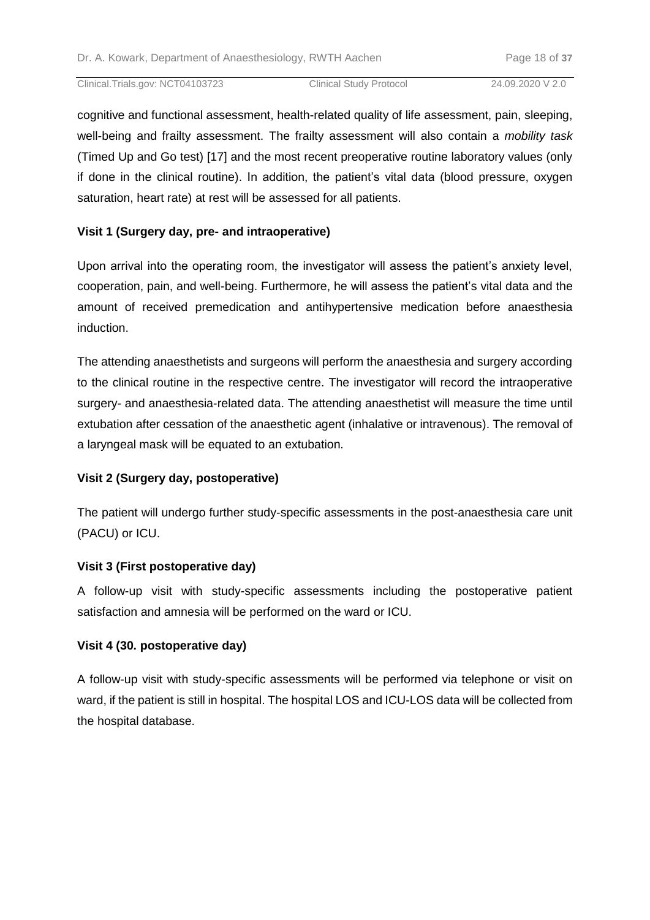cognitive and functional assessment, health-related quality of life assessment, pain, sleeping, well-being and frailty assessment. The frailty assessment will also contain a *mobility task* (Timed Up and Go test) [17] and the most recent preoperative routine laboratory values (only if done in the clinical routine). In addition, the patient's vital data (blood pressure, oxygen saturation, heart rate) at rest will be assessed for all patients.

**Visit 1 (Surgery day, pre- and intraoperative)**

Upon arrival into the operating room, the investigator will assess the patient's anxiety level, cooperation, pain, and well-being. Furthermore, he will assess the patient's vital data and the amount of received premedication and antihypertensive medication before anaesthesia induction.

The attending anaesthetists and surgeons will perform the anaesthesia and surgery according to the clinical routine in the respective centre. The investigator will record the intraoperative surgery- and anaesthesia-related data. The attending anaesthetist will measure the time until extubation after cessation of the anaesthetic agent (inhalative or intravenous). The removal of a laryngeal mask will be equated to an extubation.

**Visit 2 (Surgery day, postoperative)**

The patient will undergo further study-specific assessments in the post-anaesthesia care unit (PACU) or ICU.

**Visit 3 (First postoperative day)**

A follow-up visit with study-specific assessments including the postoperative patient satisfaction and amnesia will be performed on the ward or ICU.

**Visit 4 (30. postoperative day)**

A follow-up visit with study-specific assessments will be performed via telephone or visit on ward, if the patient is still in hospital. The hospital LOS and ICU-LOS data will be collected from the hospital database.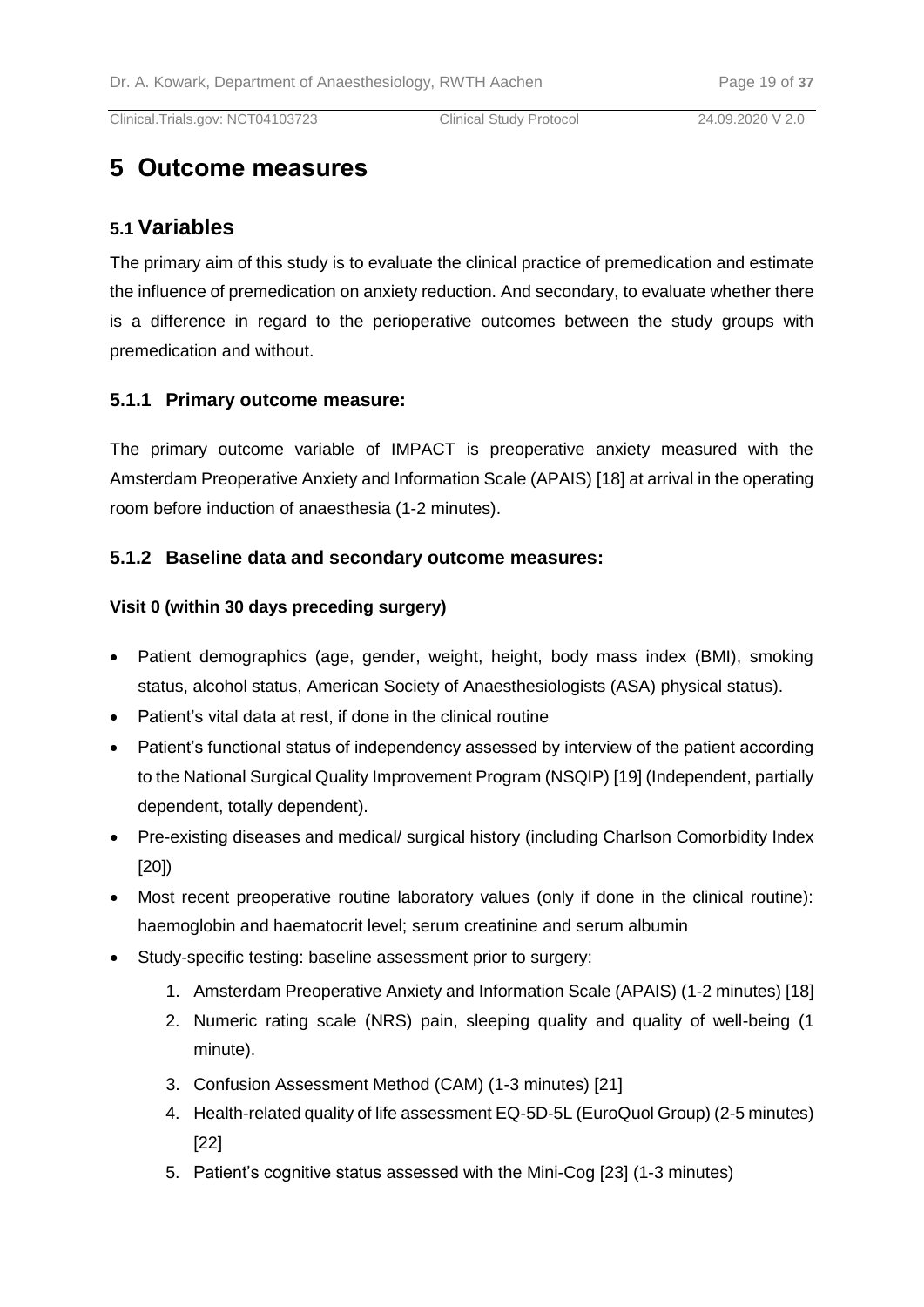# 5 Outcome measures

## 5.1 Variables

The primary aim of this study is to evaluate the clinical practice of premedication and estimate the influence of premedication on anxiety reduction. And secondary, to evaluate whether there is a difference in regard to the perioperative outcomes between the study groups with premedication and without.

### 5.1.1 Primary outcome measure:

The primary outcome variable of IMPACT is preoperative anxiety measured with the Amsterdam Preoperative Anxiety and Information Scale (APAIS) [18] at arrival in the operating room before induction of anaesthesia (1-2 minutes).

### 5.1.2 Baseline data and secondary outcome measures:

**Visit 0 (within 30 days preceding surgery)**

- Patient demographics (age, gender, weight, height, body mass index (BMI), smoking status, alcohol status, American Society of Anaesthesiologists (ASA) physical status).
- Patient's vital data at rest, if done in the clinical routine
- Patient's functional status of independency assessed by interview of the patient according to the National Surgical Quality Improvement Program (NSQIP) [19] (Independent, partially dependent, totally dependent).
- Pre-existing diseases and medical/ surgical history (including Charlson Comorbidity Index [20])
- Most recent preoperative routine laboratory values (only if done in the clinical routine): haemoglobin and haematocrit level; serum creatinine and serum albumin
- Study-specific testing: baseline assessment prior to surgery:
    1. Amsterdam Preoperative Anxiety and Information Scale (APAIS) (1-2 minutes) [18]
    2. Numeric rating scale (NRS) pain, sleeping quality and quality of well-being (1 minute).
    3. Confusion Assessment Method (CAM) (1-3 minutes) [21]
    4. Health-related quality of life assessment EQ-5D-5L (EuroQuol Group) (2-5 minutes) [22]
    5. Patient's cognitive status assessed with the Mini-Cog [23] (1-3 minutes)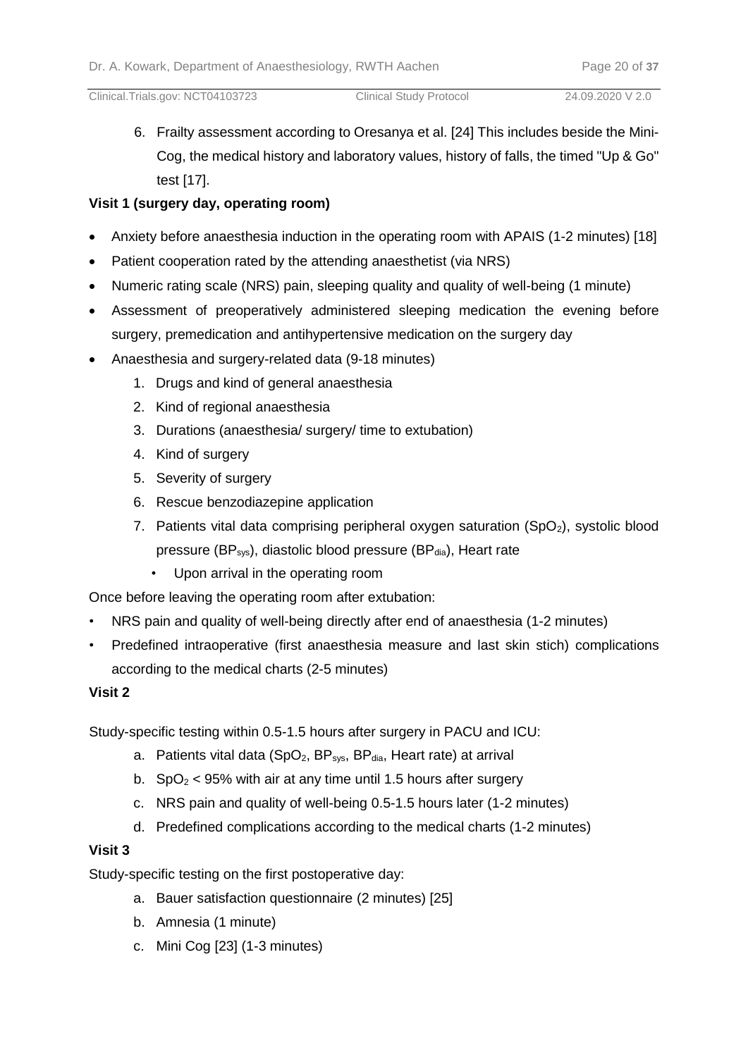6. Frailty assessment according to Oresanya et al. [24] This includes beside the Mini-Cog, the medical history and laboratory values, history of falls, the timed "Up & Go" test [17].

**Visit 1 (surgery day, operating room)**

- Anxiety before anaesthesia induction in the operating room with APAIS (1-2 minutes) [18]
- Patient cooperation rated by the attending anaesthetist (via NRS)
- Numeric rating scale (NRS) pain, sleeping quality and quality of well-being (1 minute)
- Assessment of preoperatively administered sleeping medication the evening before surgery, premedication and antihypertensive medication on the surgery day
- Anaesthesia and surgery-related data (9-18 minutes)
    1. Drugs and kind of general anaesthesia
    2. Kind of regional anaesthesia
    3. Durations (anaesthesia/ surgery/ time to extubation)
    4. Kind of surgery
    5. Severity of surgery
    6. Rescue benzodiazepine application
    7. Patients vital data comprising peripheral oxygen saturation ($SpO_2$), systolic blood pressure ($BP_{sys}$), diastolic blood pressure ($BP_{dia}$), Heart rate
        - Upon arrival in the operating room

Once before leaving the operating room after extubation:

- NRS pain and quality of well-being directly after end of anaesthesia (1-2 minutes)
- Predefined intraoperative (first anaesthesia measure and last skin stich) complications according to the medical charts (2-5 minutes)

**Visit 2**

Study-specific testing within 0.5-1.5 hours after surgery in PACU and ICU:

a. Patients vital data ($SpO_2$, $BP_{sys}$, $BP_{dia}$, Heart rate) at arrival
b. $SpO_2$ < 95% with air at any time until 1.5 hours after surgery
c. NRS pain and quality of well-being 0.5-1.5 hours later (1-2 minutes)
d. Predefined complications according to the medical charts (1-2 minutes)

**Visit 3**

Study-specific testing on the first postoperative day:

a. Bauer satisfaction questionnaire (2 minutes) [25]
b. Amnesia (1 minute)
c. Mini Cog [23] (1-3 minutes)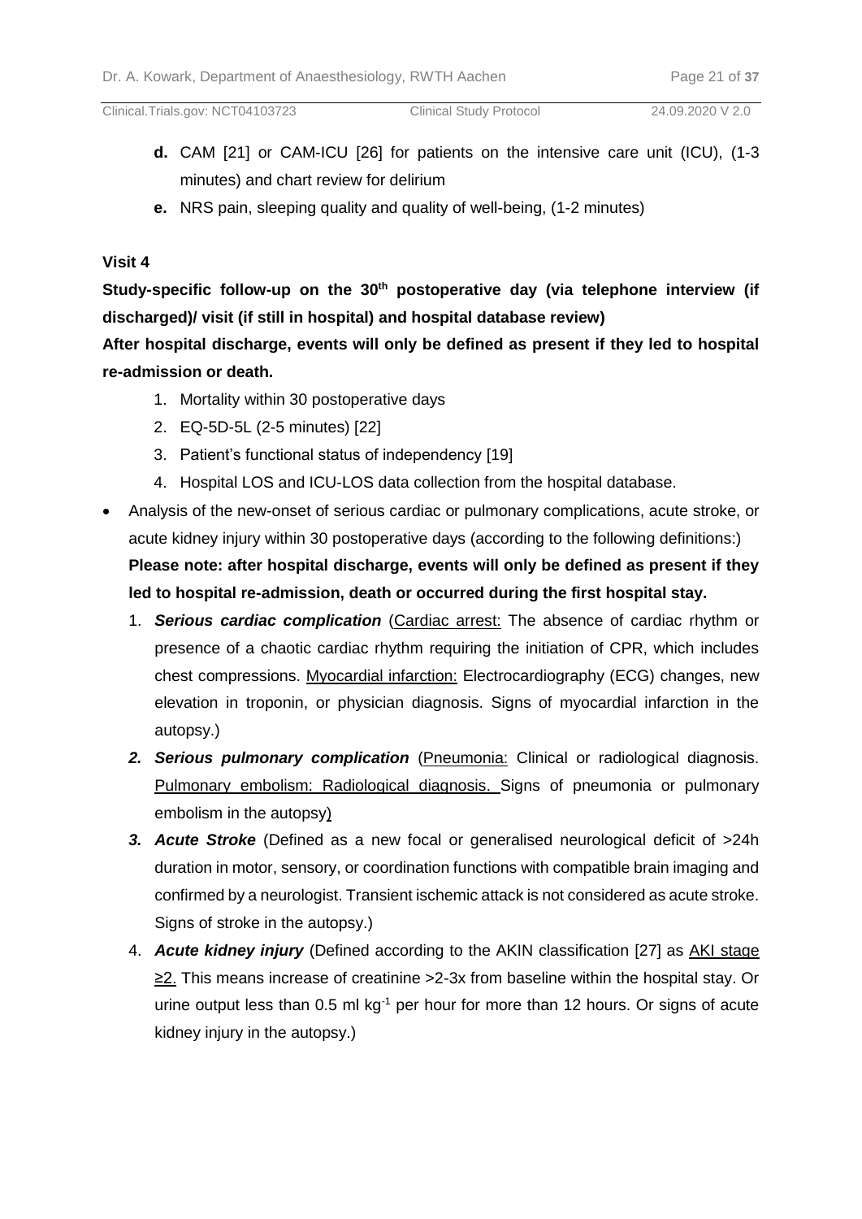**d.** CAM [21] or CAM-ICU [26] for patients on the intensive care unit (ICU), (1-3 minutes) and chart review for delirium

**e.** NRS pain, sleeping quality and quality of well-being, (1-2 minutes)

**Visit 4**

**Study-specific follow-up on the 30th postoperative day (via telephone interview (if discharged)/ visit (if still in hospital) and hospital database review)**

**After hospital discharge, events will only be defined as present if they led to hospital re-admission or death.**

1. Mortality within 30 postoperative days
2. EQ-5D-5L (2-5 minutes) [22]
3. Patient's functional status of independency [19]
4. Hospital LOS and ICU-LOS data collection from the hospital database.

- Analysis of the new-onset of serious cardiac or pulmonary complications, acute stroke, or acute kidney injury within 30 postoperative days (according to the following definitions:) **Please note: after hospital discharge, events will only be defined as present if they led to hospital re-admission, death or occurred during the first hospital stay.**
    1. ***Serious cardiac complication*** (Cardiac arrest: The absence of cardiac rhythm or presence of a chaotic cardiac rhythm requiring the initiation of CPR, which includes chest compressions. Myocardial infarction: Electrocardiography (ECG) changes, new elevation in troponin, or physician diagnosis. Signs of myocardial infarction in the autopsy.)
    2. ***Serious pulmonary complication*** (Pneumonia: Clinical or radiological diagnosis. Pulmonary embolism: Radiological diagnosis. Signs of pneumonia or pulmonary embolism in the autopsy)
    3. ***Acute Stroke*** (Defined as a new focal or generalised neurological deficit of >24h duration in motor, sensory, or coordination functions with compatible brain imaging and confirmed by a neurologist. Transient ischemic attack is not considered as acute stroke. Signs of stroke in the autopsy.)
    4. ***Acute kidney injury*** (Defined according to the AKIN classification [27] as AKI stage ≥2. This means increase of creatinine >2-3x from baseline within the hospital stay. Or urine output less than 0.5 ml $kg^{-1}$ per hour for more than 12 hours. Or signs of acute kidney injury in the autopsy.)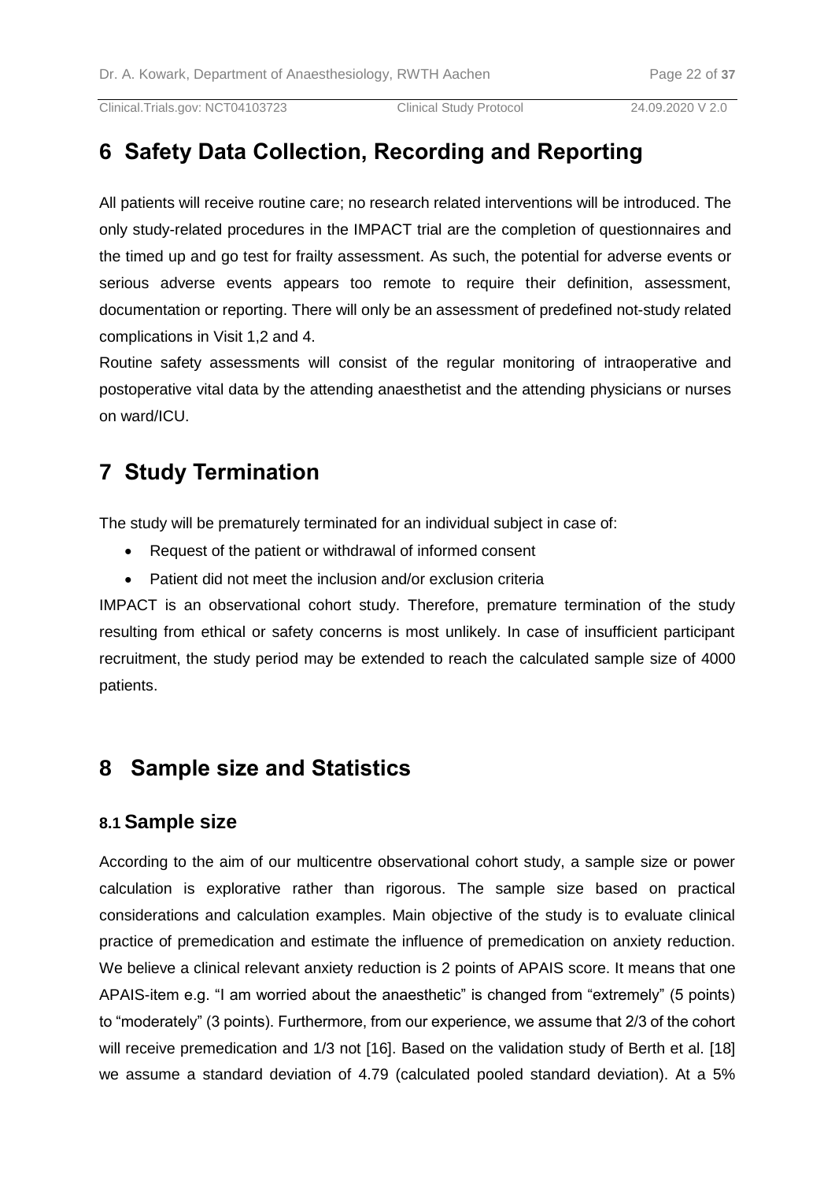# 6 Safety Data Collection, Recording and Reporting

All patients will receive routine care; no research related interventions will be introduced. The only study-related procedures in the IMPACT trial are the completion of questionnaires and the timed up and go test for frailty assessment. As such, the potential for adverse events or serious adverse events appears too remote to require their definition, assessment, documentation or reporting. There will only be an assessment of predefined not-study related complications in Visit 1,2 and 4.

Routine safety assessments will consist of the regular monitoring of intraoperative and postoperative vital data by the attending anaesthetist and the attending physicians or nurses on ward/ICU.

# 7 Study Termination

The study will be prematurely terminated for an individual subject in case of:

- Request of the patient or withdrawal of informed consent
- Patient did not meet the inclusion and/or exclusion criteria

IMPACT is an observational cohort study. Therefore, premature termination of the study resulting from ethical or safety concerns is most unlikely. In case of insufficient participant recruitment, the study period may be extended to reach the calculated sample size of 4000 patients.

# 8 Sample size and Statistics

## 8.1 Sample size

According to the aim of our multicentre observational cohort study, a sample size or power calculation is explorative rather than rigorous. The sample size based on practical considerations and calculation examples. Main objective of the study is to evaluate clinical practice of premedication and estimate the influence of premedication on anxiety reduction. We believe a clinical relevant anxiety reduction is 2 points of APAIS score. It means that one APAIS-item e.g. "I am worried about the anaesthetic" is changed from "extremely" (5 points) to "moderately" (3 points). Furthermore, from our experience, we assume that 2/3 of the cohort will receive premedication and 1/3 not [16]. Based on the validation study of Berth et al. [18] we assume a standard deviation of 4.79 (calculated pooled standard deviation). At a 5%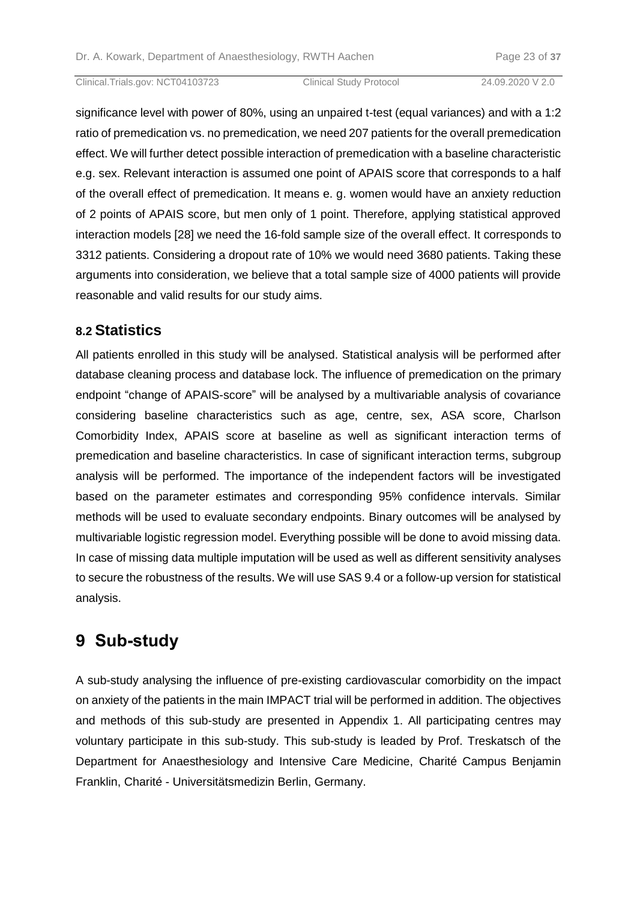significance level with power of 80%, using an unpaired t-test (equal variances) and with a 1:2 ratio of premedication vs. no premedication, we need 207 patients for the overall premedication effect. We will further detect possible interaction of premedication with a baseline characteristic e.g. sex. Relevant interaction is assumed one point of APAIS score that corresponds to a half of the overall effect of premedication. It means e. g. women would have an anxiety reduction of 2 points of APAIS score, but men only of 1 point. Therefore, applying statistical approved interaction models [28] we need the 16-fold sample size of the overall effect. It corresponds to 3312 patients. Considering a dropout rate of 10% we would need 3680 patients. Taking these arguments into consideration, we believe that a total sample size of 4000 patients will provide reasonable and valid results for our study aims.

## 8.2 Statistics

All patients enrolled in this study will be analysed. Statistical analysis will be performed after database cleaning process and database lock. The influence of premedication on the primary endpoint "change of APAIS-score" will be analysed by a multivariable analysis of covariance considering baseline characteristics such as age, centre, sex, ASA score, Charlson Comorbidity Index, APAIS score at baseline as well as significant interaction terms of premedication and baseline characteristics. In case of significant interaction terms, subgroup analysis will be performed. The importance of the independent factors will be investigated based on the parameter estimates and corresponding 95% confidence intervals. Similar methods will be used to evaluate secondary endpoints. Binary outcomes will be analysed by multivariable logistic regression model. Everything possible will be done to avoid missing data. In case of missing data multiple imputation will be used as well as different sensitivity analyses to secure the robustness of the results. We will use SAS 9.4 or a follow-up version for statistical analysis.

# 9 Sub-study

A sub-study analysing the influence of pre-existing cardiovascular comorbidity on the impact on anxiety of the patients in the main IMPACT trial will be performed in addition. The objectives and methods of this sub-study are presented in Appendix 1. All participating centres may voluntary participate in this sub-study. This sub-study is leaded by Prof. Treskatsch of the Department for Anaesthesiology and Intensive Care Medicine, Charité Campus Benjamin Franklin, Charité - Universitätsmedizin Berlin, Germany.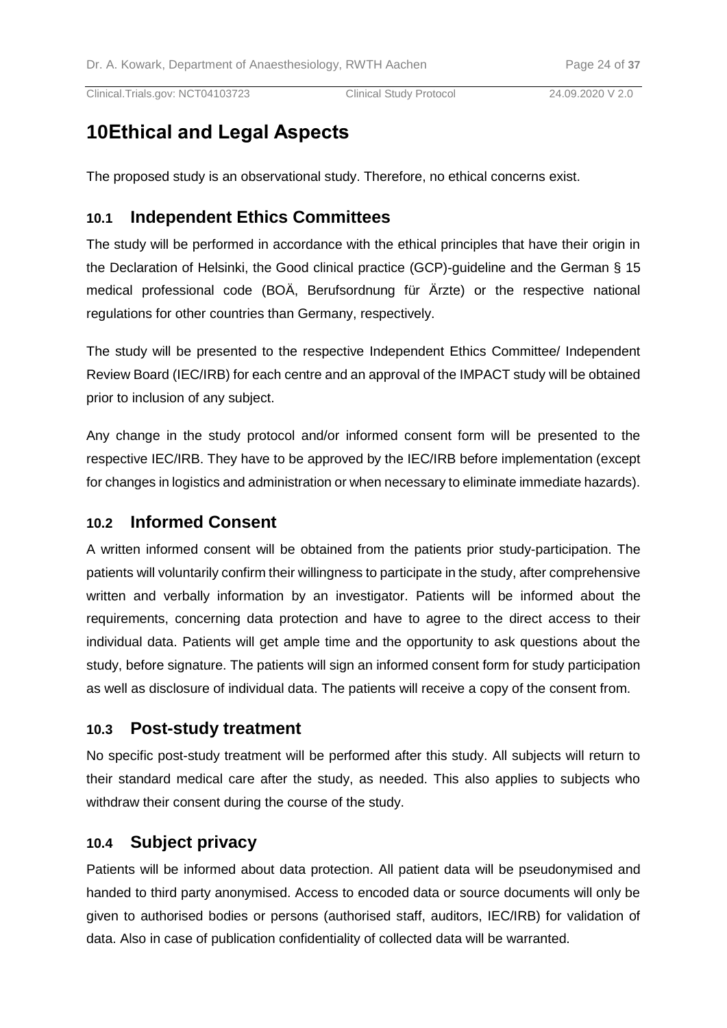# 10 Ethical and Legal Aspects

The proposed study is an observational study. Therefore, no ethical concerns exist.

## 10.1 Independent Ethics Committees

The study will be performed in accordance with the ethical principles that have their origin in the Declaration of Helsinki, the Good clinical practice (GCP)-guideline and the German § 15 medical professional code (BOÄ, Berufsordnung für Ärzte) or the respective national regulations for other countries than Germany, respectively.

The study will be presented to the respective Independent Ethics Committee/ Independent Review Board (IEC/IRB) for each centre and an approval of the IMPACT study will be obtained prior to inclusion of any subject.

Any change in the study protocol and/or informed consent form will be presented to the respective IEC/IRB. They have to be approved by the IEC/IRB before implementation (except for changes in logistics and administration or when necessary to eliminate immediate hazards).

## 10.2 Informed Consent

A written informed consent will be obtained from the patients prior study-participation. The patients will voluntarily confirm their willingness to participate in the study, after comprehensive written and verbally information by an investigator. Patients will be informed about the requirements, concerning data protection and have to agree to the direct access to their individual data. Patients will get ample time and the opportunity to ask questions about the study, before signature. The patients will sign an informed consent form for study participation as well as disclosure of individual data. The patients will receive a copy of the consent from.

## 10.3 Post-study treatment

No specific post-study treatment will be performed after this study. All subjects will return to their standard medical care after the study, as needed. This also applies to subjects who withdraw their consent during the course of the study.

## 10.4 Subject privacy

Patients will be informed about data protection. All patient data will be pseudonymised and handed to third party anonymised. Access to encoded data or source documents will only be given to authorised bodies or persons (authorised staff, auditors, IEC/IRB) for validation of data. Also in case of publication confidentiality of collected data will be warranted.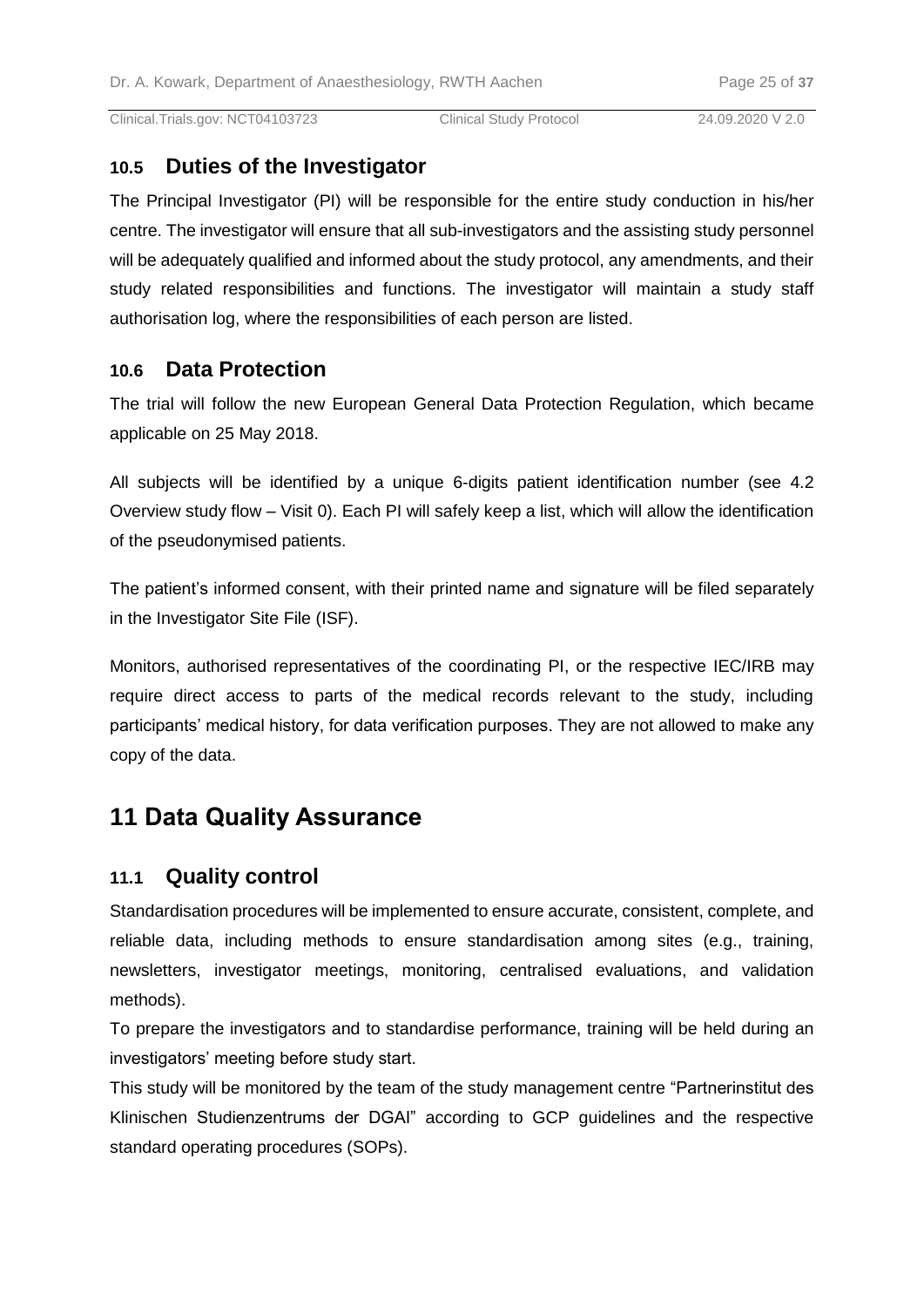## 10.5 Duties of the Investigator

The Principal Investigator (PI) will be responsible for the entire study conduction in his/her centre. The investigator will ensure that all sub-investigators and the assisting study personnel will be adequately qualified and informed about the study protocol, any amendments, and their study related responsibilities and functions. The investigator will maintain a study staff authorisation log, where the responsibilities of each person are listed.

## 10.6 Data Protection

The trial will follow the new European General Data Protection Regulation, which became applicable on 25 May 2018.

All subjects will be identified by a unique 6-digits patient identification number (see 4.2 Overview study flow – Visit 0). Each PI will safely keep a list, which will allow the identification of the pseudonymised patients.

The patient's informed consent, with their printed name and signature will be filed separately in the Investigator Site File (ISF).

Monitors, authorised representatives of the coordinating PI, or the respective IEC/IRB may require direct access to parts of the medical records relevant to the study, including participants' medical history, for data verification purposes. They are not allowed to make any copy of the data.

# 11 Data Quality Assurance

## 11.1 Quality control

Standardisation procedures will be implemented to ensure accurate, consistent, complete, and reliable data, including methods to ensure standardisation among sites (e.g., training, newsletters, investigator meetings, monitoring, centralised evaluations, and validation methods).

To prepare the investigators and to standardise performance, training will be held during an investigators' meeting before study start.

This study will be monitored by the team of the study management centre "Partnerinstitut des Klinischen Studienzentrums der DGAI" according to GCP guidelines and the respective standard operating procedures (SOPs).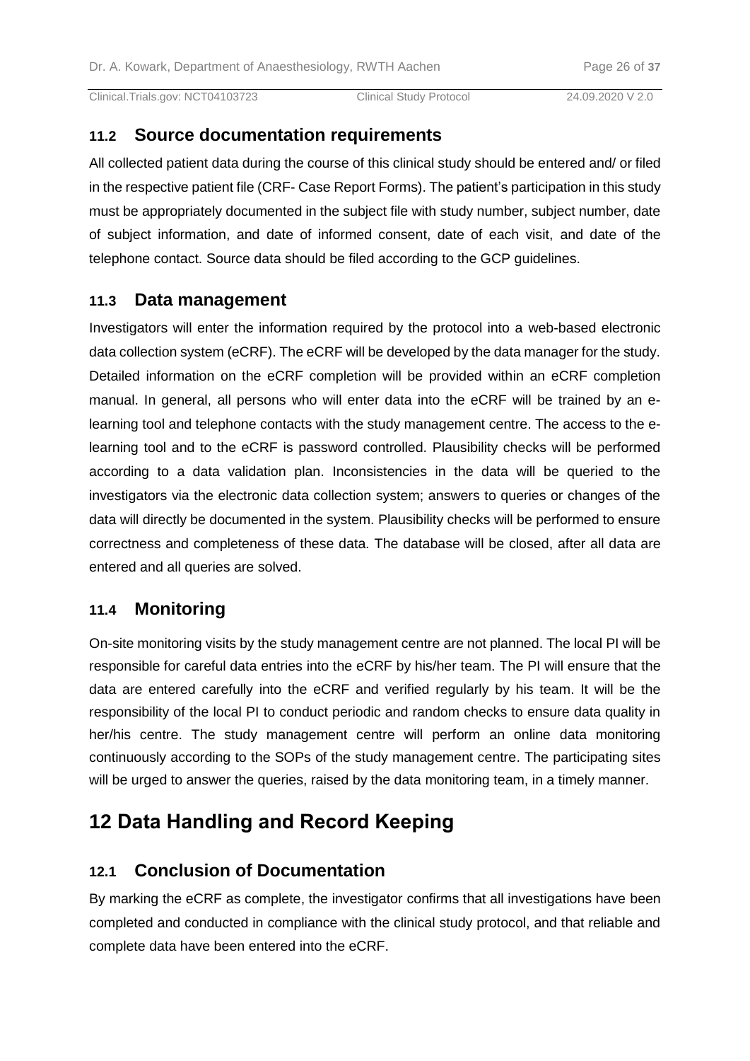## 11.2 Source documentation requirements

All collected patient data during the course of this clinical study should be entered and/ or filed in the respective patient file (CRF- Case Report Forms). The patient's participation in this study must be appropriately documented in the subject file with study number, subject number, date of subject information, and date of informed consent, date of each visit, and date of the telephone contact. Source data should be filed according to the GCP guidelines.

## 11.3 Data management

Investigators will enter the information required by the protocol into a web-based electronic data collection system (eCRF). The eCRF will be developed by the data manager for the study. Detailed information on the eCRF completion will be provided within an eCRF completion manual. In general, all persons who will enter data into the eCRF will be trained by an e-learning tool and telephone contacts with the study management centre. The access to the e-learning tool and to the eCRF is password controlled. Plausibility checks will be performed according to a data validation plan. Inconsistencies in the data will be queried to the investigators via the electronic data collection system; answers to queries or changes of the data will directly be documented in the system. Plausibility checks will be performed to ensure correctness and completeness of these data. The database will be closed, after all data are entered and all queries are solved.

## 11.4 Monitoring

On-site monitoring visits by the study management centre are not planned. The local PI will be responsible for careful data entries into the eCRF by his/her team. The PI will ensure that the data are entered carefully into the eCRF and verified regularly by his team. It will be the responsibility of the local PI to conduct periodic and random checks to ensure data quality in her/his centre. The study management centre will perform an online data monitoring continuously according to the SOPs of the study management centre. The participating sites will be urged to answer the queries, raised by the data monitoring team, in a timely manner.

# 12 Data Handling and Record Keeping

## 12.1 Conclusion of Documentation

By marking the eCRF as complete, the investigator confirms that all investigations have been completed and conducted in compliance with the clinical study protocol, and that reliable and complete data have been entered into the eCRF.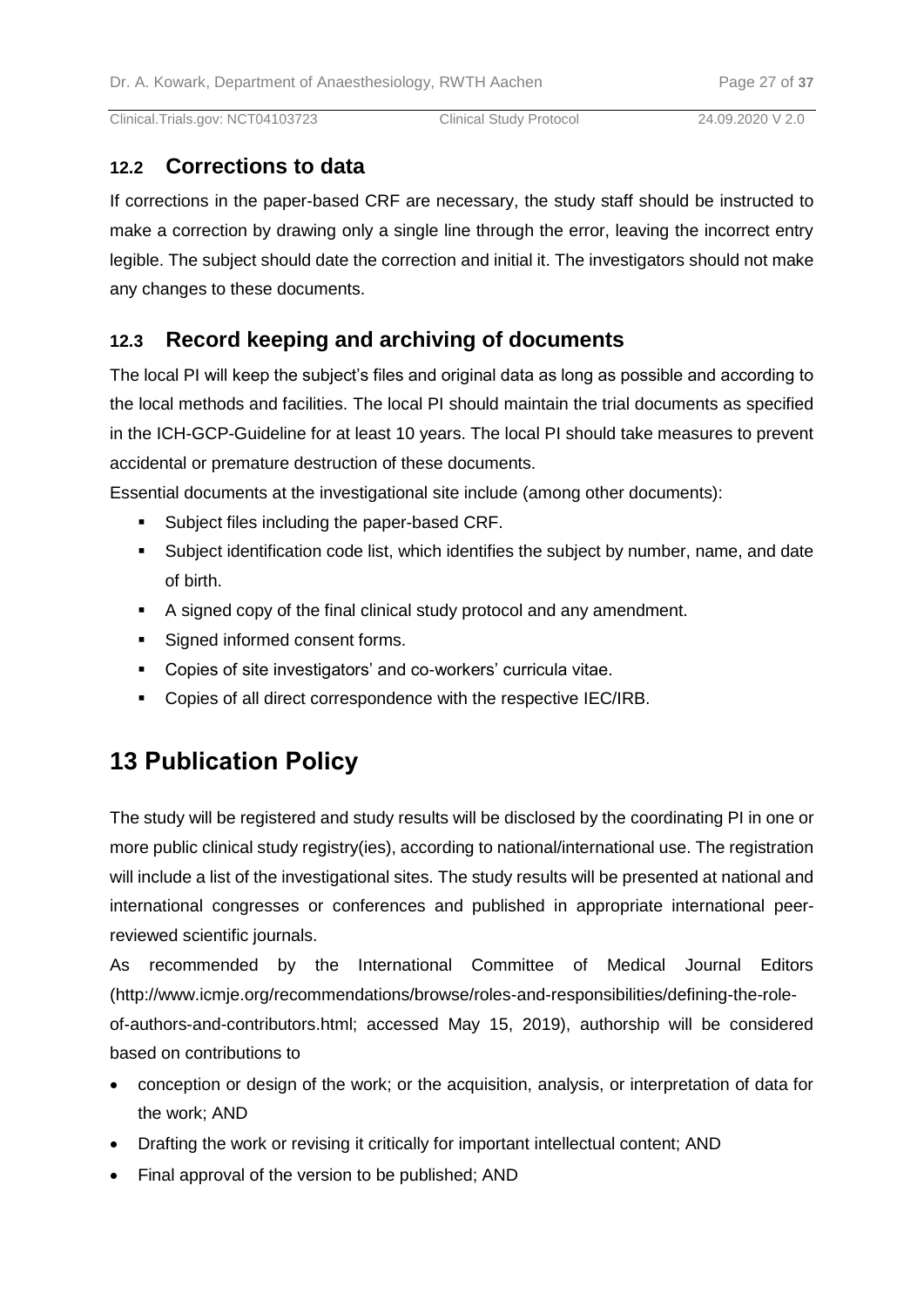## 12.2 Corrections to data

If corrections in the paper-based CRF are necessary, the study staff should be instructed to make a correction by drawing only a single line through the error, leaving the incorrect entry legible. The subject should date the correction and initial it. The investigators should not make any changes to these documents.

## 12.3 Record keeping and archiving of documents

The local PI will keep the subject's files and original data as long as possible and according to the local methods and facilities. The local PI should maintain the trial documents as specified in the ICH-GCP-Guideline for at least 10 years. The local PI should take measures to prevent accidental or premature destruction of these documents.

Essential documents at the investigational site include (among other documents):

- Subject files including the paper-based CRF.
- Subject identification code list, which identifies the subject by number, name, and date of birth.
- A signed copy of the final clinical study protocol and any amendment.
- Signed informed consent forms.
- Copies of site investigators' and co-workers' curricula vitae.
- Copies of all direct correspondence with the respective IEC/IRB.

# 13 Publication Policy

The study will be registered and study results will be disclosed by the coordinating PI in one or more public clinical study registry(ies), according to national/international use. The registration will include a list of the investigational sites. The study results will be presented at national and international congresses or conferences and published in appropriate international peer-reviewed scientific journals.

As recommended by the International Committee of Medical Journal Editors (http://www.icmje.org/recommendations/browse/roles-and-responsibilities/defining-the-role-of-authors-and-contributors.html; accessed May 15, 2019), authorship will be considered based on contributions to

- conception or design of the work; or the acquisition, analysis, or interpretation of data for the work; AND
- Drafting the work or revising it critically for important intellectual content; AND
- Final approval of the version to be published; AND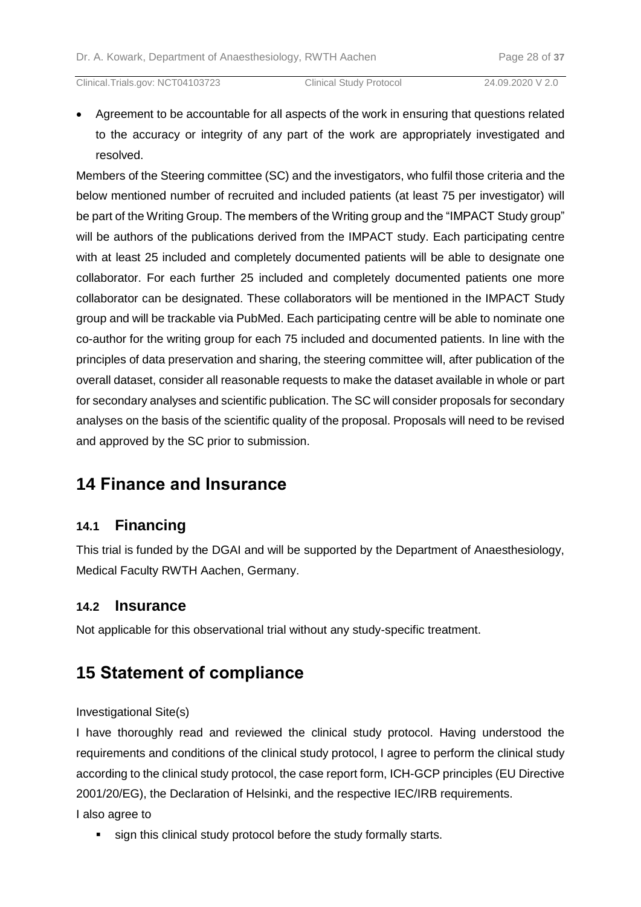- Agreement to be accountable for all aspects of the work in ensuring that questions related to the accuracy or integrity of any part of the work are appropriately investigated and resolved.

Members of the Steering committee (SC) and the investigators, who fulfil those criteria and the below mentioned number of recruited and included patients (at least 75 per investigator) will be part of the Writing Group. The members of the Writing group and the "IMPACT Study group" will be authors of the publications derived from the IMPACT study. Each participating centre with at least 25 included and completely documented patients will be able to designate one collaborator. For each further 25 included and completely documented patients one more collaborator can be designated. These collaborators will be mentioned in the IMPACT Study group and will be trackable via PubMed. Each participating centre will be able to nominate one co-author for the writing group for each 75 included and documented patients. In line with the principles of data preservation and sharing, the steering committee will, after publication of the overall dataset, consider all reasonable requests to make the dataset available in whole or part for secondary analyses and scientific publication. The SC will consider proposals for secondary analyses on the basis of the scientific quality of the proposal. Proposals will need to be revised and approved by the SC prior to submission.

# 14 Finance and Insurance

## 14.1 Financing

This trial is funded by the DGAI and will be supported by the Department of Anaesthesiology, Medical Faculty RWTH Aachen, Germany.

## 14.2 Insurance

Not applicable for this observational trial without any study-specific treatment.

# 15 Statement of compliance

Investigational Site(s)

I have thoroughly read and reviewed the clinical study protocol. Having understood the requirements and conditions of the clinical study protocol, I agree to perform the clinical study according to the clinical study protocol, the case report form, ICH-GCP principles (EU Directive 2001/20/EG), the Declaration of Helsinki, and the respective IEC/IRB requirements.

I also agree to

- sign this clinical study protocol before the study formally starts.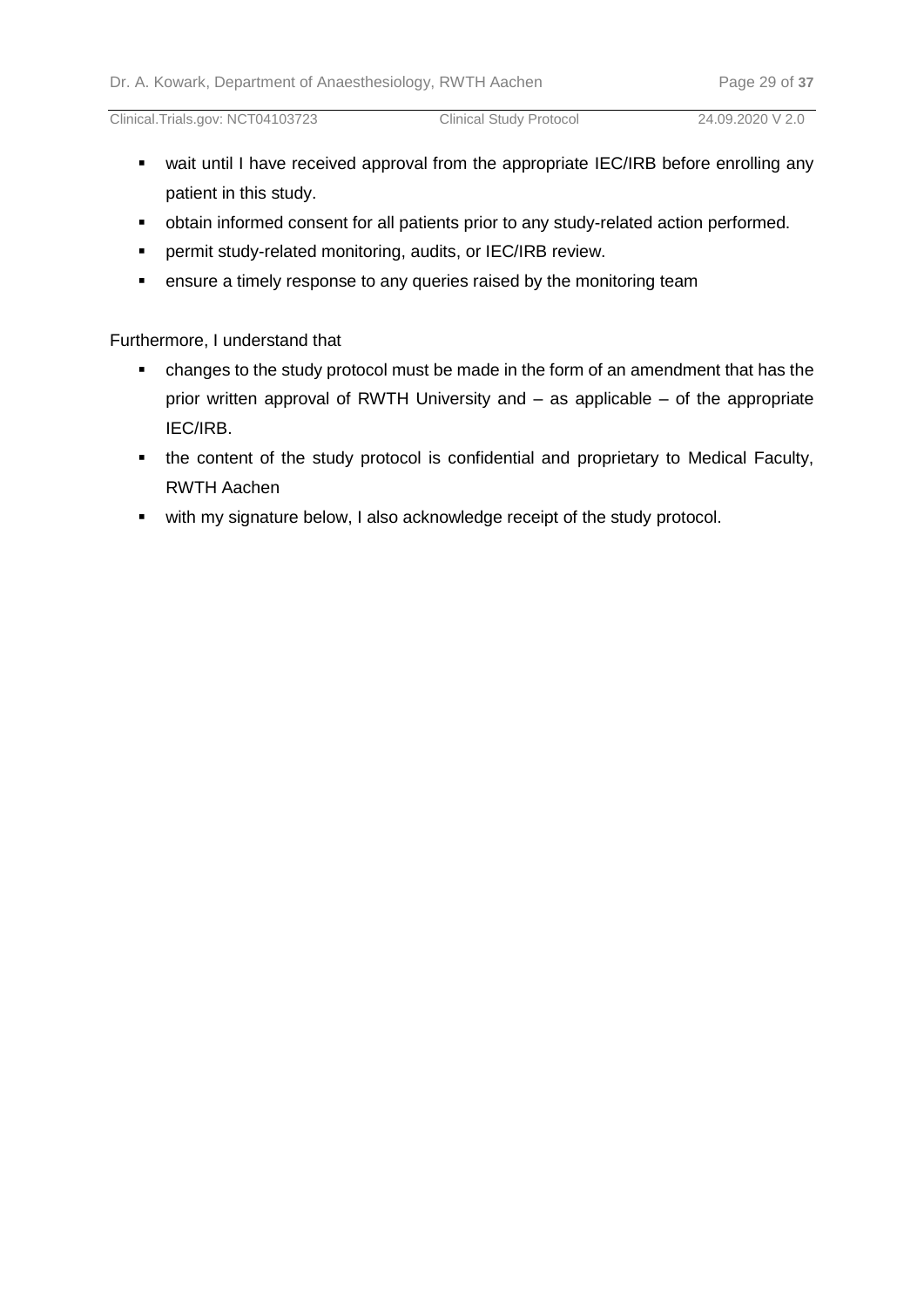- wait until I have received approval from the appropriate IEC/IRB before enrolling any patient in this study.
- obtain informed consent for all patients prior to any study-related action performed.
- permit study-related monitoring, audits, or IEC/IRB review.
- ensure a timely response to any queries raised by the monitoring team

Furthermore, I understand that

- changes to the study protocol must be made in the form of an amendment that has the prior written approval of RWTH University and – as applicable – of the appropriate IEC/IRB.
- the content of the study protocol is confidential and proprietary to Medical Faculty, RWTH Aachen
- with my signature below, I also acknowledge receipt of the study protocol.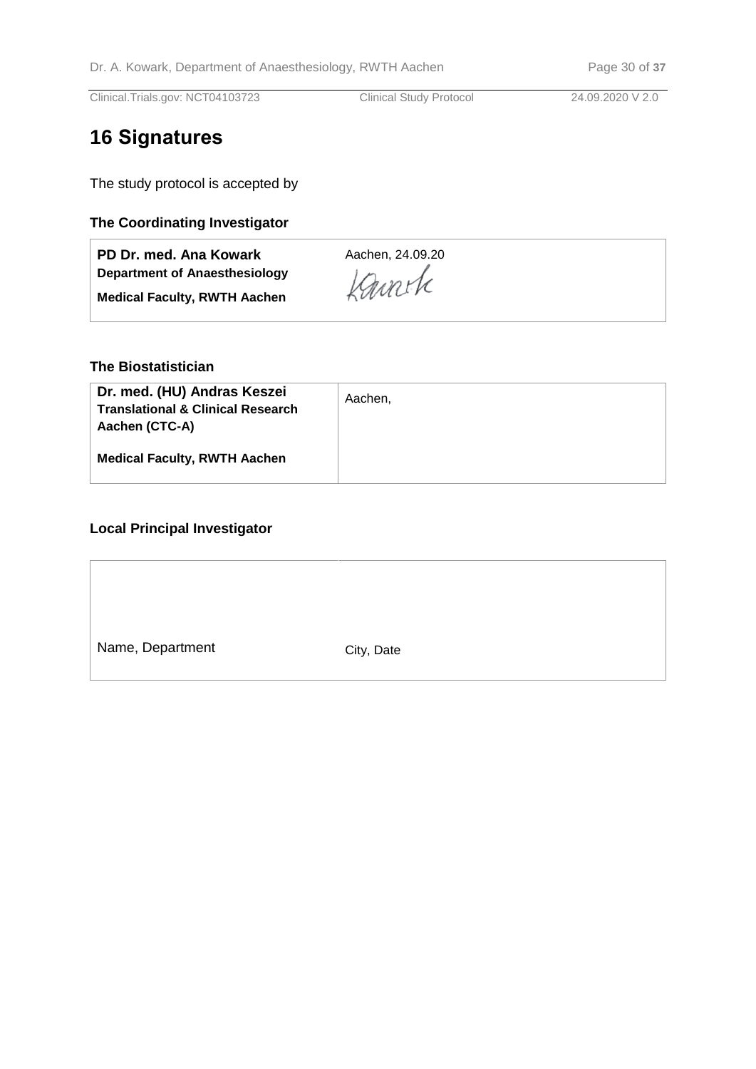# 16 Signatures

The study protocol is accepted by

### The Coordinating Investigator

| | |
|---|---|
| **PD Dr. med. Ana Kowark**<br>**Department of Anaesthesiology**<br>**Medical Faculty, RWTH Aachen** | Aachen, 24.09.20<br>Kowark |

### The Biostatistician

| | |
|---|---|
| **Dr. med. (HU) Andras Keszei**<br>**Translational & Clinical Research Aachen (CTC-A)**<br><br>**Medical Faculty, RWTH Aachen** | Aachen, |

### Local Principal Investigator

| | |
|---|---|
| Name, Department | City, Date |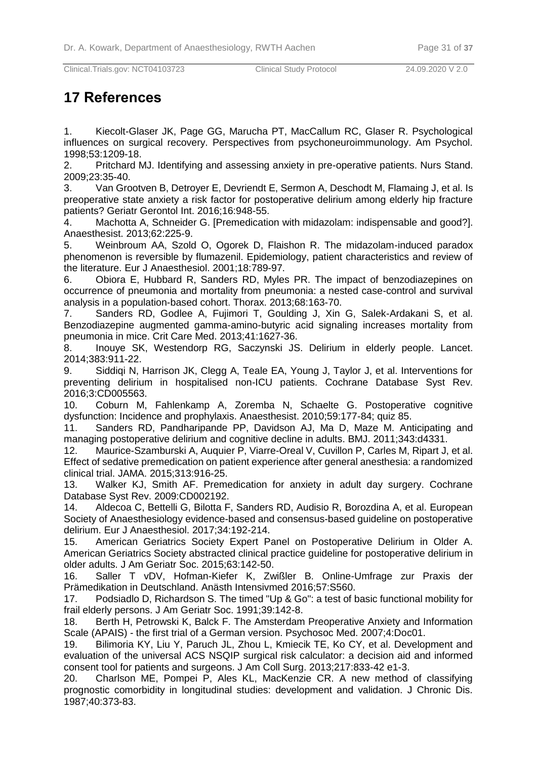# 17 References

1. Kiecolt-Glaser JK, Page GG, Marucha PT, MacCallum RC, Glaser R. Psychological influences on surgical recovery. Perspectives from psychoneuroimmunology. Am Psychol. 1998;53:1209-18.
2. Pritchard MJ. Identifying and assessing anxiety in pre-operative patients. Nurs Stand. 2009;23:35-40.
3. Van Grootven B, Detroyer E, Devriendt E, Sermon A, Deschodt M, Flamaing J, et al. Is preoperative state anxiety a risk factor for postoperative delirium among elderly hip fracture patients? Geriatr Gerontol Int. 2016;16:948-55.
4. Machotta A, Schneider G. [Premedication with midazolam: indispensable and good?]. Anaesthesist. 2013;62:225-9.
5. Weinbroum AA, Szold O, Ogorek D, Flaishon R. The midazolam-induced paradox phenomenon is reversible by flumazenil. Epidemiology, patient characteristics and review of the literature. Eur J Anaesthesiol. 2001;18:789-97.
6. Obiora E, Hubbard R, Sanders RD, Myles PR. The impact of benzodiazepines on occurrence of pneumonia and mortality from pneumonia: a nested case-control and survival analysis in a population-based cohort. Thorax. 2013;68:163-70.
7. Sanders RD, Godlee A, Fujimori T, Goulding J, Xin G, Salek-Ardakani S, et al. Benzodiazepine augmented gamma-amino-butyric acid signaling increases mortality from pneumonia in mice. Crit Care Med. 2013;41:1627-36.
8. Inouye SK, Westendorp RG, Saczynski JS. Delirium in elderly people. Lancet. 2014;383:911-22.
9. Siddiqi N, Harrison JK, Clegg A, Teale EA, Young J, Taylor J, et al. Interventions for preventing delirium in hospitalised non-ICU patients. Cochrane Database Syst Rev. 2016;3:CD005563.
10. Coburn M, Fahlenkamp A, Zoremba N, Schaelte G. Postoperative cognitive dysfunction: Incidence and prophylaxis. Anaesthesist. 2010;59:177-84; quiz 85.
11. Sanders RD, Pandharipande PP, Davidson AJ, Ma D, Maze M. Anticipating and managing postoperative delirium and cognitive decline in adults. BMJ. 2011;343:d4331.
12. Maurice-Szamburski A, Auquier P, Viarre-Oreal V, Cuvillon P, Carles M, Ripart J, et al. Effect of sedative premedication on patient experience after general anesthesia: a randomized clinical trial. JAMA. 2015;313:916-25.
13. Walker KJ, Smith AF. Premedication for anxiety in adult day surgery. Cochrane Database Syst Rev. 2009:CD002192.
14. Aldecoa C, Bettelli G, Bilotta F, Sanders RD, Audisio R, Borozdina A, et al. European Society of Anaesthesiology evidence-based and consensus-based guideline on postoperative delirium. Eur J Anaesthesiol. 2017;34:192-214.
15. American Geriatrics Society Expert Panel on Postoperative Delirium in Older A. American Geriatrics Society abstracted clinical practice guideline for postoperative delirium in older adults. J Am Geriatr Soc. 2015;63:142-50.
16. Saller T vDV, Hofman-Kiefer K, Zwißler B. Online-Umfrage zur Praxis der Prämedikation in Deutschland. Anästh Intensivmed 2016;57:S560.
17. Podsiadlo D, Richardson S. The timed "Up & Go": a test of basic functional mobility for frail elderly persons. J Am Geriatr Soc. 1991;39:142-8.
18. Berth H, Petrowski K, Balck F. The Amsterdam Preoperative Anxiety and Information Scale (APAIS) - the first trial of a German version. Psychosoc Med. 2007;4:Doc01.
19. Bilimoria KY, Liu Y, Paruch JL, Zhou L, Kmiecik TE, Ko CY, et al. Development and evaluation of the universal ACS NSQIP surgical risk calculator: a decision aid and informed consent tool for patients and surgeons. J Am Coll Surg. 2013;217:833-42 e1-3.
20. Charlson ME, Pompei P, Ales KL, MacKenzie CR. A new method of classifying prognostic comorbidity in longitudinal studies: development and validation. J Chronic Dis. 1987;40:373-83.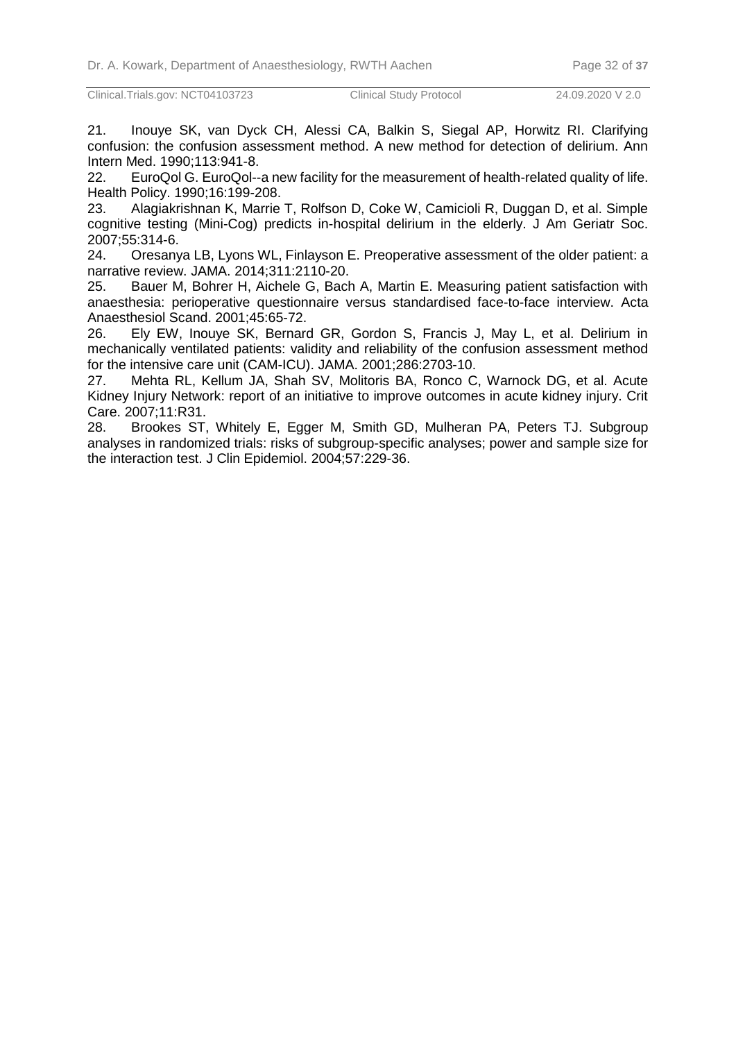21. Inouye SK, van Dyck CH, Alessi CA, Balkin S, Siegal AP, Horwitz RI. Clarifying confusion: the confusion assessment method. A new method for detection of delirium. Ann Intern Med. 1990;113:941-8.
22. EuroQol G. EuroQol--a new facility for the measurement of health-related quality of life. Health Policy. 1990;16:199-208.
23. Alagiakrishnan K, Marrie T, Rolfson D, Coke W, Camicioli R, Duggan D, et al. Simple cognitive testing (Mini-Cog) predicts in-hospital delirium in the elderly. J Am Geriatr Soc. 2007;55:314-6.
24. Oresanya LB, Lyons WL, Finlayson E. Preoperative assessment of the older patient: a narrative review. JAMA. 2014;311:2110-20.
25. Bauer M, Bohrer H, Aichele G, Bach A, Martin E. Measuring patient satisfaction with anaesthesia: perioperative questionnaire versus standardised face-to-face interview. Acta Anaesthesiol Scand. 2001;45:65-72.
26. Ely EW, Inouye SK, Bernard GR, Gordon S, Francis J, May L, et al. Delirium in mechanically ventilated patients: validity and reliability of the confusion assessment method for the intensive care unit (CAM-ICU). JAMA. 2001;286:2703-10.
27. Mehta RL, Kellum JA, Shah SV, Molitoris BA, Ronco C, Warnock DG, et al. Acute Kidney Injury Network: report of an initiative to improve outcomes in acute kidney injury. Crit Care. 2007;11:R31.
28. Brookes ST, Whitely E, Egger M, Smith GD, Mulheran PA, Peters TJ. Subgroup analyses in randomized trials: risks of subgroup-specific analyses; power and sample size for the interaction test. J Clin Epidemiol. 2004;57:229-36.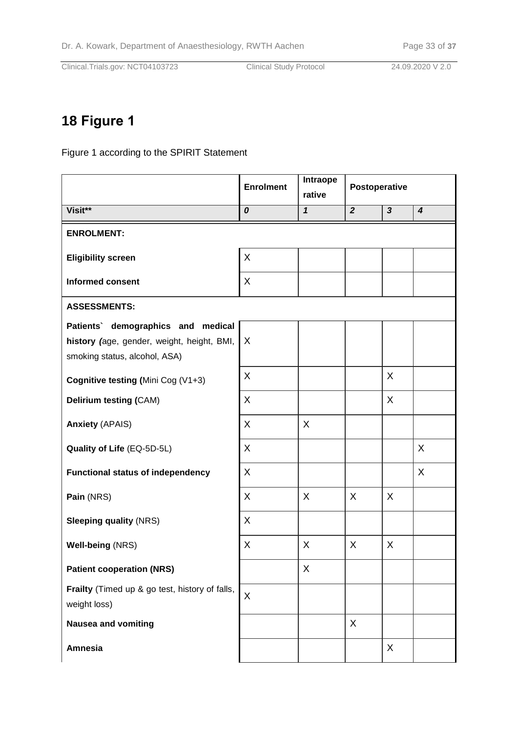# 18 Figure 1

Figure 1 according to the SPIRIT Statement

| | Enrolment | Intraoperative | Postoperative | | |
|---|---|---|---|---|---|
| **Visit**** | ***0*** | ***1*** | ***2*** | ***3*** | ***4*** |
| **ENROLMENT:** | | | | | |
| **Eligibility screen** | X | | | | |
| **Informed consent** | X | | | | |
| **ASSESSMENTS:** | | | | | |
| **Patients` demographics and medical history (**age, gender, weight, height, BMI, smoking status, alcohol, ASA) | X | | | | |
| **Cognitive testing (**Mini Cog (V1+3) | X | | | X | |
| **Delirium testing (**CAM) | X | | | X | |
| **Anxiety** (APAIS) | X | X | | | |
| **Quality of Life** (EQ-5D-5L) | X | | | | X |
| **Functional status of independency** | X | | | | X |
| **Pain** (NRS) | X | X | X | X | |
| **Sleeping quality** (NRS) | X | | | | |
| **Well-being** (NRS) | X | X | X | X | |
| **Patient cooperation (NRS)** | | X | | | |
| **Frailty** (Timed up & go test, history of falls, weight loss) | X | | | | |
| **Nausea and vomiting** | | | X | | |
| **Amnesia** | | | | X | |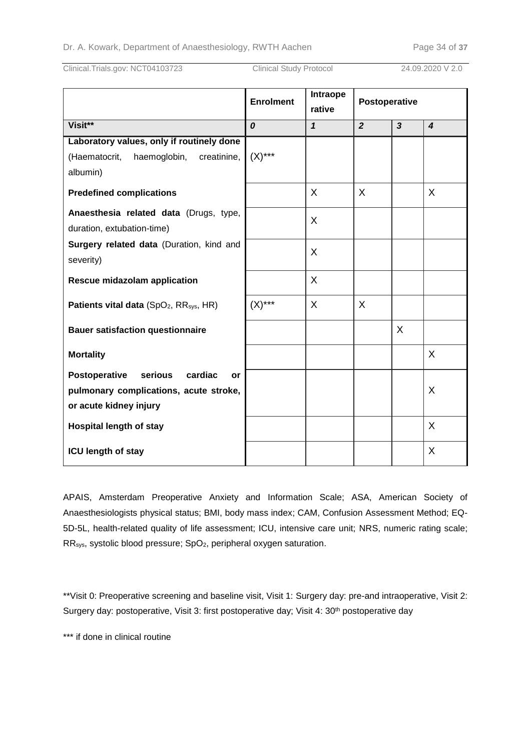| | Enrolment | Intraoperative | Postoperative | | |
|---|---|---|---|---|---|
| **Visit**** | ***0*** | ***1*** | ***2*** | ***3*** | ***4*** |
| **Laboratory values, only if routinely done** (Haematocrit, haemoglobin, creatinine, albumin) | (X)*** | | | | |
| **Predefined complications** | | X | X | | X |
| **Anaesthesia related data** (Drugs, type, duration, extubation-time) | | X | | | |
| **Surgery related data** (Duration, kind and severity) | | X | | | |
| **Rescue midazolam application** | | X | | | |
| **Patients vital data** ($SpO_2$, $RR_{sys}$, HR) | (X)*** | X | X | | |
| **Bauer satisfaction questionnaire** | | | | X | |
| **Mortality** | | | | | X |
| **Postoperative serious cardiac or pulmonary complications, acute stroke, or acute kidney injury** | | | | | X |
| **Hospital length of stay** | | | | | X |
| **ICU length of stay** | | | | | X |

APAIS, Amsterdam Preoperative Anxiety and Information Scale; ASA, American Society of Anaesthesiologists physical status; BMI, body mass index; CAM, Confusion Assessment Method; EQ-5D-5L, health-related quality of life assessment; ICU, intensive care unit; NRS, numeric rating scale; $RR_{sys}$, systolic blood pressure; $SpO_2$, peripheral oxygen saturation.

**Visit 0: Preoperative screening and baseline visit, Visit 1: Surgery day: pre-and intraoperative, Visit 2: Surgery day: postoperative, Visit 3: first postoperative day; Visit 4: 30th postoperative day

*** if done in clinical routine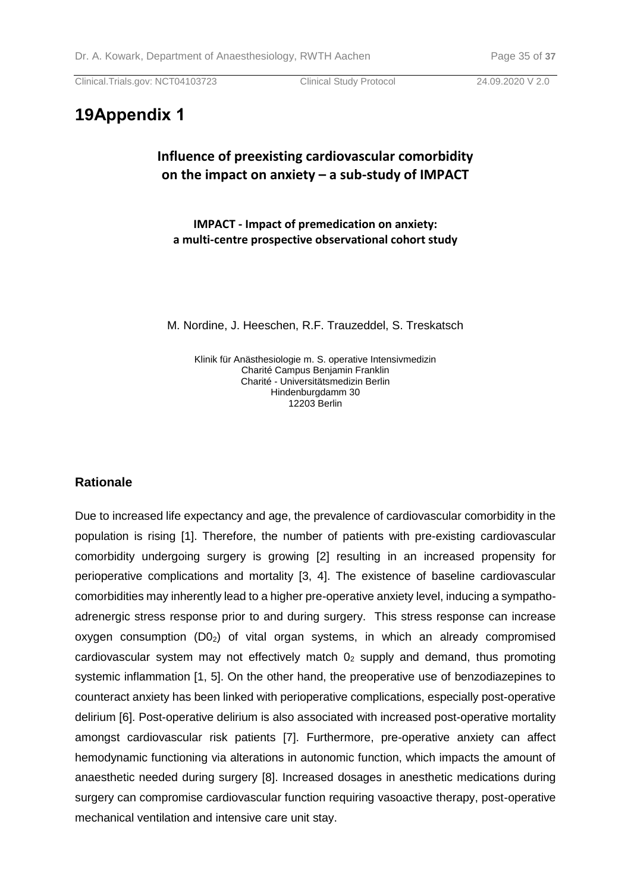# 19 Appendix 1

## Influence of preexisting cardiovascular comorbidity on the impact on anxiety – a sub-study of IMPACT

**IMPACT - Impact of premedication on anxiety: a multi-centre prospective observational cohort study**

M. Nordine, J. Heeschen, R.F. Trauzeddel, S. Treskatsch

Klinik für Anästhesiologie m. S. operative Intensivmedizin
Charité Campus Benjamin Franklin
Charité - Universitätsmedizin Berlin
Hindenburgdamm 30
12203 Berlin

### Rationale

Due to increased life expectancy and age, the prevalence of cardiovascular comorbidity in the population is rising [1]. Therefore, the number of patients with pre-existing cardiovascular comorbidity undergoing surgery is growing [2] resulting in an increased propensity for perioperative complications and mortality [3, 4]. The existence of baseline cardiovascular comorbidities may inherently lead to a higher pre-operative anxiety level, inducing a sympatho-adrenergic stress response prior to and during surgery. This stress response can increase oxygen consumption ($D0_2$) of vital organ systems, in which an already compromised cardiovascular system may not effectively match $0_2$ supply and demand, thus promoting systemic inflammation [1, 5]. On the other hand, the preoperative use of benzodiazepines to counteract anxiety has been linked with perioperative complications, especially post-operative delirium [6]. Post-operative delirium is also associated with increased post-operative mortality amongst cardiovascular risk patients [7]. Furthermore, pre-operative anxiety can affect hemodynamic functioning via alterations in autonomic function, which impacts the amount of anaesthetic needed during surgery [8]. Increased dosages in anesthetic medications during surgery can compromise cardiovascular function requiring vasoactive therapy, post-operative mechanical ventilation and intensive care unit stay.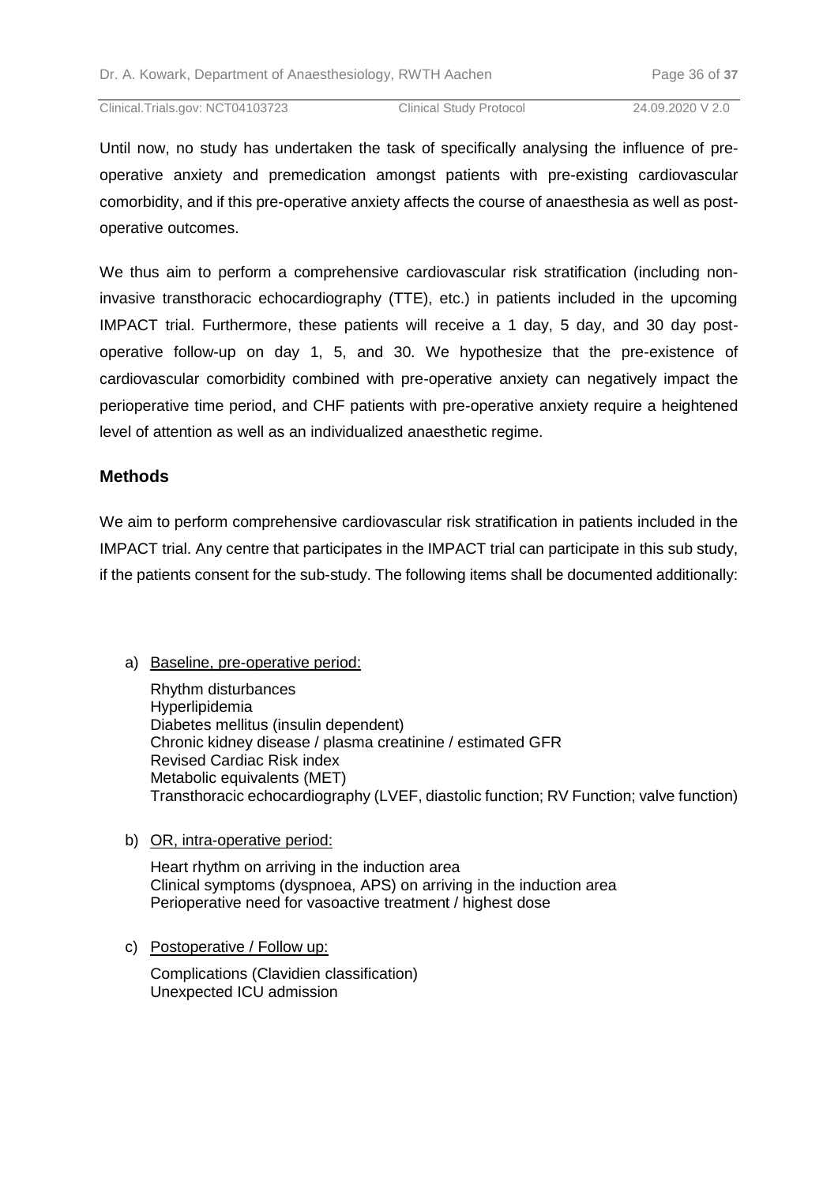Until now, no study has undertaken the task of specifically analysing the influence of pre-operative anxiety and premedication amongst patients with pre-existing cardiovascular comorbidity, and if this pre-operative anxiety affects the course of anaesthesia as well as post-operative outcomes.

We thus aim to perform a comprehensive cardiovascular risk stratification (including non-invasive transthoracic echocardiography (TTE), etc.) in patients included in the upcoming IMPACT trial. Furthermore, these patients will receive a 1 day, 5 day, and 30 day post-operative follow-up on day 1, 5, and 30. We hypothesize that the pre-existence of cardiovascular comorbidity combined with pre-operative anxiety can negatively impact the perioperative time period, and CHF patients with pre-operative anxiety require a heightened level of attention as well as an individualized anaesthetic regime.

## Methods

We aim to perform comprehensive cardiovascular risk stratification in patients included in the IMPACT trial. Any centre that participates in the IMPACT trial can participate in this sub study, if the patients consent for the sub-study. The following items shall be documented additionally:

a) Baseline, pre-operative period:

   Rhythm disturbances
   Hyperlipidemia
   Diabetes mellitus (insulin dependent)
   Chronic kidney disease / plasma creatinine / estimated GFR
   Revised Cardiac Risk index
   Metabolic equivalents (MET)
   Transthoracic echocardiography (LVEF, diastolic function; RV Function; valve function)

b) OR, intra-operative period:

   Heart rhythm on arriving in the induction area
   Clinical symptoms (dyspnoea, APS) on arriving in the induction area
   Perioperative need for vasoactive treatment / highest dose

c) Postoperative / Follow up:

   Complications (Clavidien classification)
   Unexpected ICU admission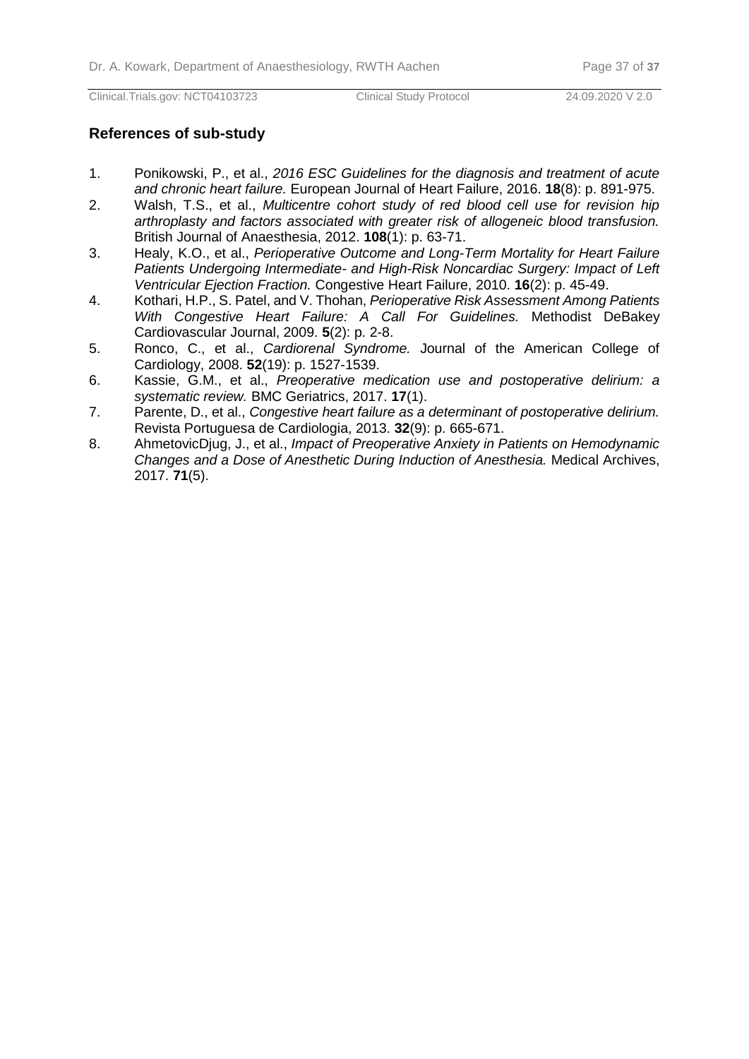## References of sub-study

1. Ponikowski, P., et al., *2016 ESC Guidelines for the diagnosis and treatment of acute and chronic heart failure.* European Journal of Heart Failure, 2016. **18**(8): p. 891-975.
2. Walsh, T.S., et al., *Multicentre cohort study of red blood cell use for revision hip arthroplasty and factors associated with greater risk of allogeneic blood transfusion.* British Journal of Anaesthesia, 2012. **108**(1): p. 63-71.
3. Healy, K.O., et al., *Perioperative Outcome and Long-Term Mortality for Heart Failure Patients Undergoing Intermediate- and High-Risk Noncardiac Surgery: Impact of Left Ventricular Ejection Fraction.* Congestive Heart Failure, 2010. **16**(2): p. 45-49.
4. Kothari, H.P., S. Patel, and V. Thohan, *Perioperative Risk Assessment Among Patients With Congestive Heart Failure: A Call For Guidelines.* Methodist DeBakey Cardiovascular Journal, 2009. **5**(2): p. 2-8.
5. Ronco, C., et al., *Cardiorenal Syndrome.* Journal of the American College of Cardiology, 2008. **52**(19): p. 1527-1539.
6. Kassie, G.M., et al., *Preoperative medication use and postoperative delirium: a systematic review.* BMC Geriatrics, 2017. **17**(1).
7. Parente, D., et al., *Congestive heart failure as a determinant of postoperative delirium.* Revista Portuguesa de Cardiologia, 2013. **32**(9): p. 665-671.
8. AhmetovicDjug, J., et al., *Impact of Preoperative Anxiety in Patients on Hemodynamic Changes and a Dose of Anesthetic During Induction of Anesthesia.* Medical Archives, 2017. **71**(5).